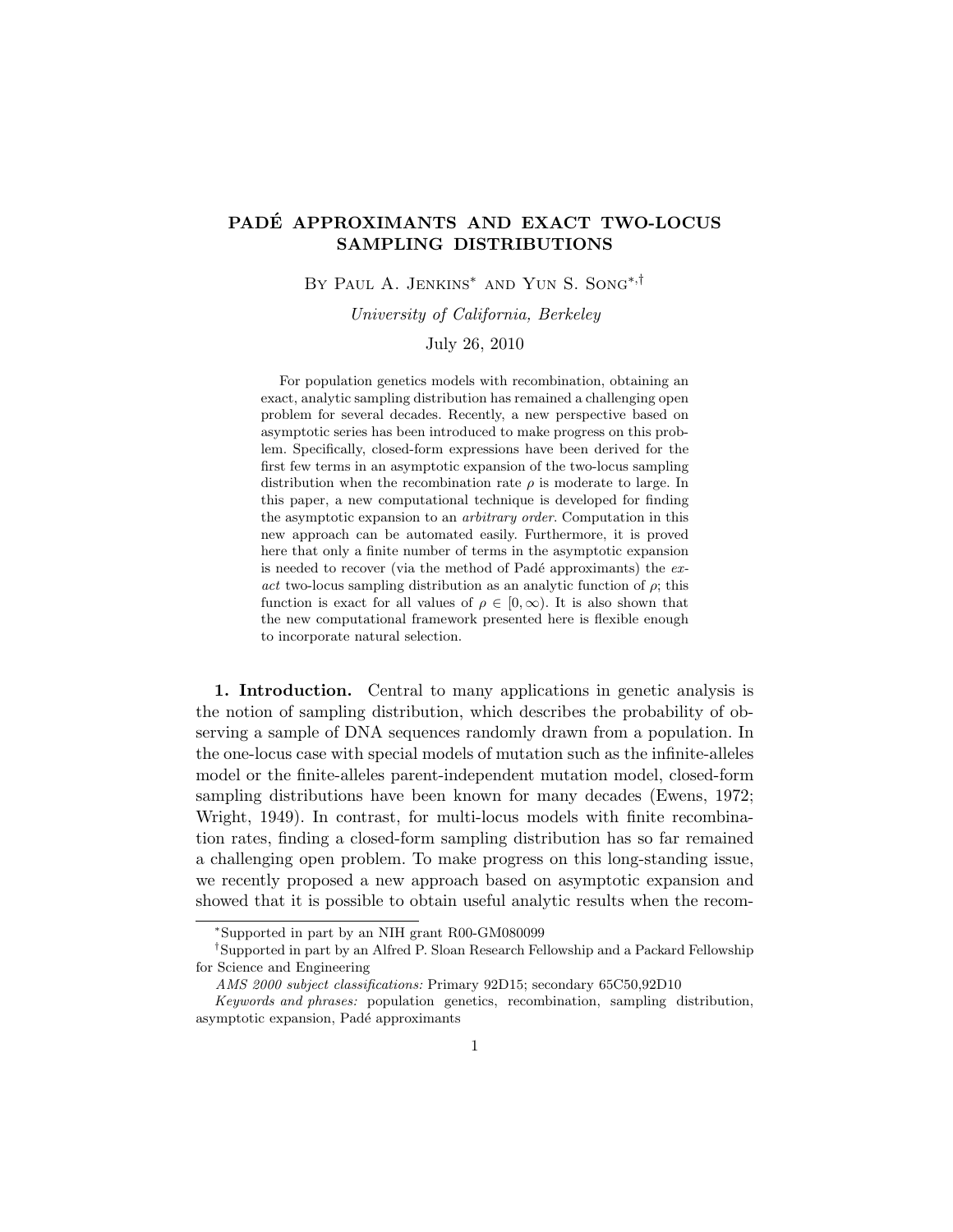# PADÉ APPROXIMANTS AND EXACT TWO-LOCUS SAMPLING DISTRIBUTIONS

By Paul A. Jenkins[*] and Yun S. Song[*,†]

*University of California, Berkeley*

July 26, 2010

For population genetics models with recombination, obtaining an exact, analytic sampling distribution has remained a challenging open problem for several decades. Recently, a new perspective based on asymptotic series has been introduced to make progress on this problem. Specifically, closed-form expressions have been derived for the first few terms in an asymptotic expansion of the two-locus sampling distribution when the recombination rate $\rho$ is moderate to large. In this paper, a new computational technique is developed for finding the asymptotic expansion to an *arbitrary order*. Computation in this new approach can be automated easily. Furthermore, it is proved here that only a finite number of terms in the asymptotic expansion is needed to recover (via the method of Padé approximants) the *exact* two-locus sampling distribution as an analytic function of $\rho$; this function is exact for all values of $\rho \in [0, \infty)$. It is also shown that the new computational framework presented here is flexible enough to incorporate natural selection.

**1. Introduction.** Central to many applications in genetic analysis is the notion of sampling distribution, which describes the probability of observing a sample of DNA sequences randomly drawn from a population. In the one-locus case with special models of mutation such as the infinite-alleles model or the finite-alleles parent-independent mutation model, closed-form sampling distributions have been known for many decades (Ewens, 1972; Wright, 1949). In contrast, for multi-locus models with finite recombination rates, finding a closed-form sampling distribution has so far remained a challenging open problem. To make progress on this long-standing issue, we recently proposed a new approach based on asymptotic expansion and showed that it is possible to obtain useful analytic results when the recom-

[*]Supported in part by an NIH grant R00-GM080099

[†]Supported in part by an Alfred P. Sloan Research Fellowship and a Packard Fellowship for Science and Engineering

*AMS 2000 subject classifications:* Primary 92D15; secondary 65C50,92D10

*Keywords and phrases:* population genetics, recombination, sampling distribution, asymptotic expansion, Padé approximants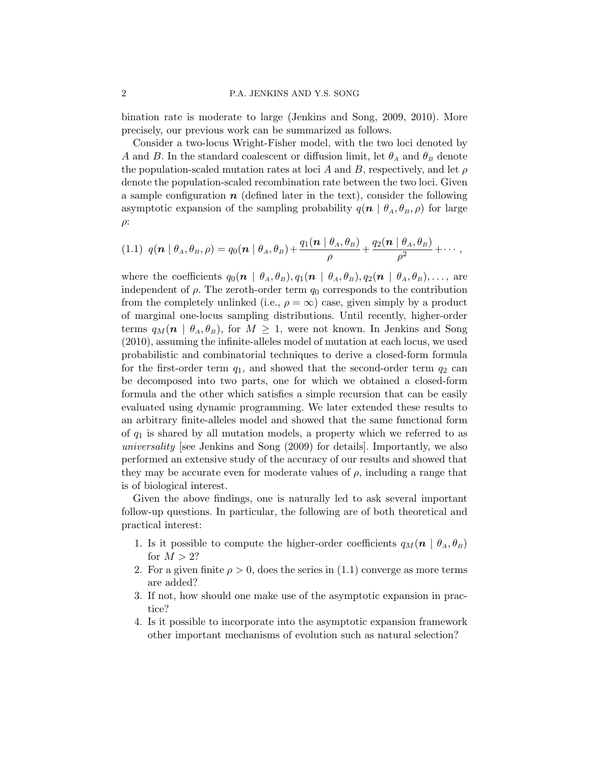bination rate is moderate to large (Jenkins and Song, 2009, 2010). More precisely, our previous work can be summarized as follows.

Consider a two-locus Wright-Fisher model, with the two loci denoted by $A$ and $B$. In the standard coalescent or diffusion limit, let $\theta_A$ and $\theta_B$ denote the population-scaled mutation rates at loci $A$ and $B$, respectively, and let $\rho$ denote the population-scaled recombination rate between the two loci. Given a sample configuration $\boldsymbol{n}$ (defined later in the text), consider the following asymptotic expansion of the sampling probability $q(\boldsymbol{n} \mid \theta_A, \theta_B, \rho)$ for large $\rho$:

$$q(\boldsymbol{n} \mid \theta_A, \theta_B, \rho) = q_0(\boldsymbol{n} \mid \theta_A, \theta_B) + \frac{q_1(\boldsymbol{n} \mid \theta_A, \theta_B)}{\rho} + \frac{q_2(\boldsymbol{n} \mid \theta_A, \theta_B)}{\rho^2} + \cdots, \tag{1.1}$$

where the coefficients $q_0(\boldsymbol{n} \mid \theta_A, \theta_B), q_1(\boldsymbol{n} \mid \theta_A, \theta_B), q_2(\boldsymbol{n} \mid \theta_A, \theta_B), \dots,$ are independent of $\rho$. The zeroth-order term $q_0$ corresponds to the contribution from the completely unlinked (i.e., $\rho = \infty$) case, given simply by a product of marginal one-locus sampling distributions. Until recently, higher-order terms $q_M(\boldsymbol{n} \mid \theta_A, \theta_B)$, for $M \geq 1$, were not known. In Jenkins and Song (2010), assuming the infinite-alleles model of mutation at each locus, we used probabilistic and combinatorial techniques to derive a closed-form formula for the first-order term $q_1$, and showed that the second-order term $q_2$ can be decomposed into two parts, one for which we obtained a closed-form formula and the other which satisfies a simple recursion that can be easily evaluated using dynamic programming. We later extended these results to an arbitrary finite-alleles model and showed that the same functional form of $q_1$ is shared by all mutation models, a property which we referred to as *universality* [see Jenkins and Song (2009) for details]. Importantly, we also performed an extensive study of the accuracy of our results and showed that they may be accurate even for moderate values of $\rho$, including a range that is of biological interest.

Given the above findings, one is naturally led to ask several important follow-up questions. In particular, the following are of both theoretical and practical interest:

1. Is it possible to compute the higher-order coefficients $q_M(\boldsymbol{n} \mid \theta_A, \theta_B)$ for $M > 2$?
2. For a given finite $\rho > 0$, does the series in (1.1) converge as more terms are added?
3. If not, how should one make use of the asymptotic expansion in practice?
4. Is it possible to incorporate into the asymptotic expansion framework other important mechanisms of evolution such as natural selection?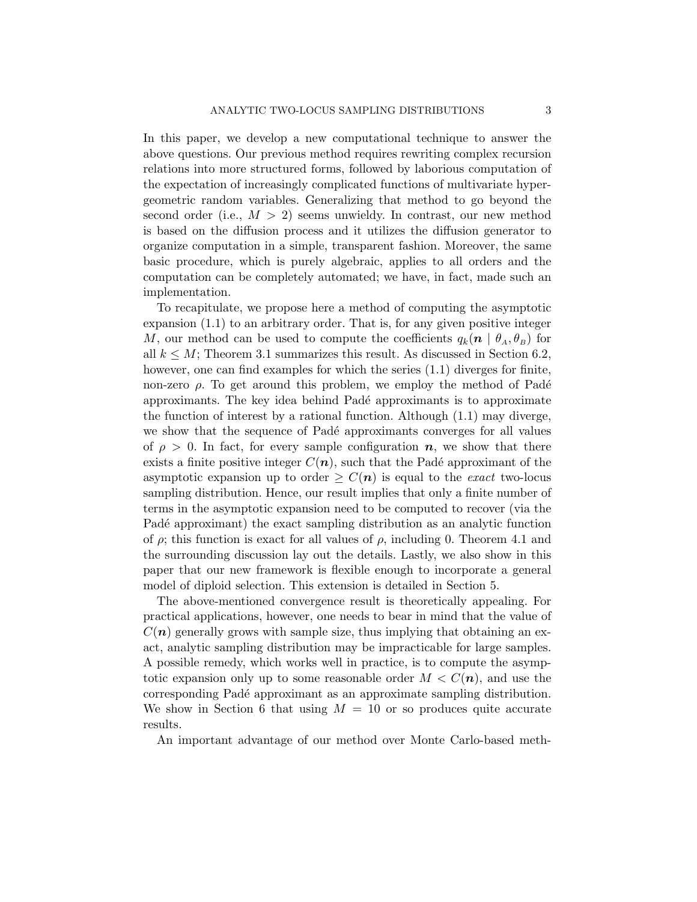In this paper, we develop a new computational technique to answer the above questions. Our previous method requires rewriting complex recursion relations into more structured forms, followed by laborious computation of the expectation of increasingly complicated functions of multivariate hypergeometric random variables. Generalizing that method to go beyond the second order (i.e., $M > 2$) seems unwieldy. In contrast, our new method is based on the diffusion process and it utilizes the diffusion generator to organize computation in a simple, transparent fashion. Moreover, the same basic procedure, which is purely algebraic, applies to all orders and the computation can be completely automated; we have, in fact, made such an implementation.

To recapitulate, we propose here a method of computing the asymptotic expansion (1.1) to an arbitrary order. That is, for any given positive integer $M$, our method can be used to compute the coefficients $q_k(\boldsymbol{n} \mid \theta_A, \theta_B)$ for all $k \leq M$; Theorem 3.1 summarizes this result. As discussed in Section 6.2, however, one can find examples for which the series (1.1) diverges for finite, non-zero $\rho$. To get around this problem, we employ the method of Padé approximants. The key idea behind Padé approximants is to approximate the function of interest by a rational function. Although (1.1) may diverge, we show that the sequence of Padé approximants converges for all values of $\rho > 0$. In fact, for every sample configuration $\boldsymbol{n}$, we show that there exists a finite positive integer $C(\boldsymbol{n})$, such that the Padé approximant of the asymptotic expansion up to order $\geq C(\boldsymbol{n})$ is equal to the *exact* two-locus sampling distribution. Hence, our result implies that only a finite number of terms in the asymptotic expansion need to be computed to recover (via the Padé approximant) the exact sampling distribution as an analytic function of $\rho$; this function is exact for all values of $\rho$, including 0. Theorem 4.1 and the surrounding discussion lay out the details. Lastly, we also show in this paper that our new framework is flexible enough to incorporate a general model of diploid selection. This extension is detailed in Section 5.

The above-mentioned convergence result is theoretically appealing. For practical applications, however, one needs to bear in mind that the value of $C(\boldsymbol{n})$ generally grows with sample size, thus implying that obtaining an exact, analytic sampling distribution may be impracticable for large samples. A possible remedy, which works well in practice, is to compute the asymptotic expansion only up to some reasonable order $M < C(\boldsymbol{n})$, and use the corresponding Padé approximant as an approximate sampling distribution. We show in Section 6 that using $M = 10$ or so produces quite accurate results.

An important advantage of our method over Monte Carlo-based meth-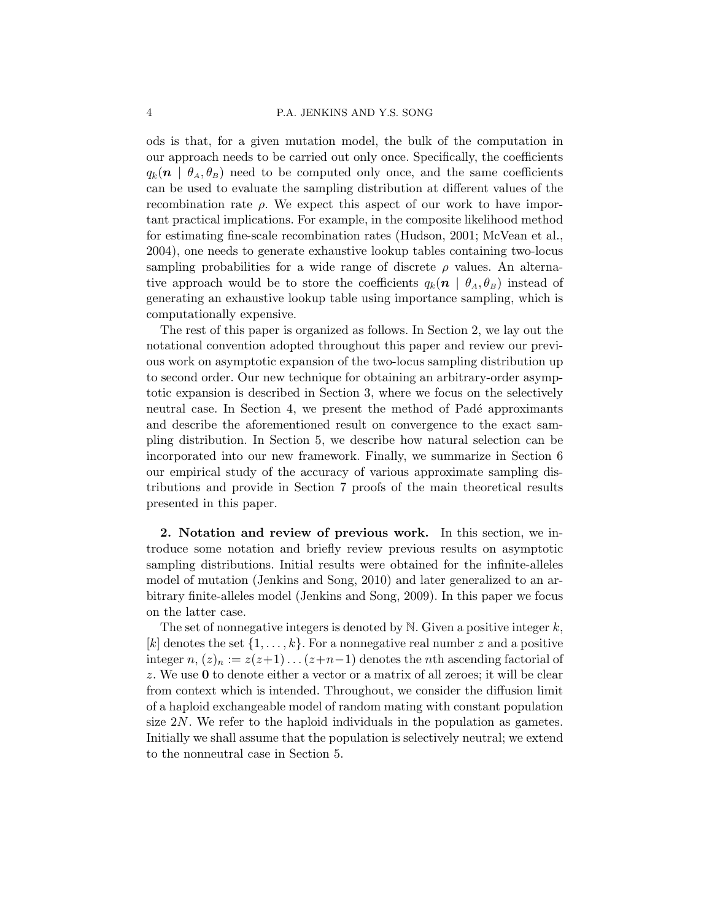ods is that, for a given mutation model, the bulk of the computation in our approach needs to be carried out only once. Specifically, the coefficients $q_k(\boldsymbol{n} \mid \theta_A, \theta_B)$ need to be computed only once, and the same coefficients can be used to evaluate the sampling distribution at different values of the recombination rate $\rho$. We expect this aspect of our work to have important practical implications. For example, in the composite likelihood method for estimating fine-scale recombination rates (Hudson, 2001; McVean et al., 2004), one needs to generate exhaustive lookup tables containing two-locus sampling probabilities for a wide range of discrete $\rho$ values. An alternative approach would be to store the coefficients $q_k(\boldsymbol{n} \mid \theta_A, \theta_B)$ instead of generating an exhaustive lookup table using importance sampling, which is computationally expensive.

The rest of this paper is organized as follows. In Section 2, we lay out the notational convention adopted throughout this paper and review our previous work on asymptotic expansion of the two-locus sampling distribution up to second order. Our new technique for obtaining an arbitrary-order asymptotic expansion is described in Section 3, where we focus on the selectively neutral case. In Section 4, we present the method of Padé approximants and describe the aforementioned result on convergence to the exact sampling distribution. In Section 5, we describe how natural selection can be incorporated into our new framework. Finally, we summarize in Section 6 our empirical study of the accuracy of various approximate sampling distributions and provide in Section 7 proofs of the main theoretical results presented in this paper.

## 2. Notation and review of previous work.

In this section, we introduce some notation and briefly review previous results on asymptotic sampling distributions. Initial results were obtained for the infinite-alleles model of mutation (Jenkins and Song, 2010) and later generalized to an arbitrary finite-alleles model (Jenkins and Song, 2009). In this paper we focus on the latter case.

The set of nonnegative integers is denoted by $\mathbb{N}$. Given a positive integer $k$, $[k]$ denotes the set $\{1, \dots, k\}$. For a nonnegative real number $z$ and a positive integer $n$, $(z)_n := z(z+1)\dots(z+n-1)$ denotes the $n$th ascending factorial of $z$. We use $\mathbf{0}$ to denote either a vector or a matrix of all zeroes; it will be clear from context which is intended. Throughout, we consider the diffusion limit of a haploid exchangeable model of random mating with constant population size $2N$. We refer to the haploid individuals in the population as gametes. Initially we shall assume that the population is selectively neutral; we extend to the nonneutral case in Section 5.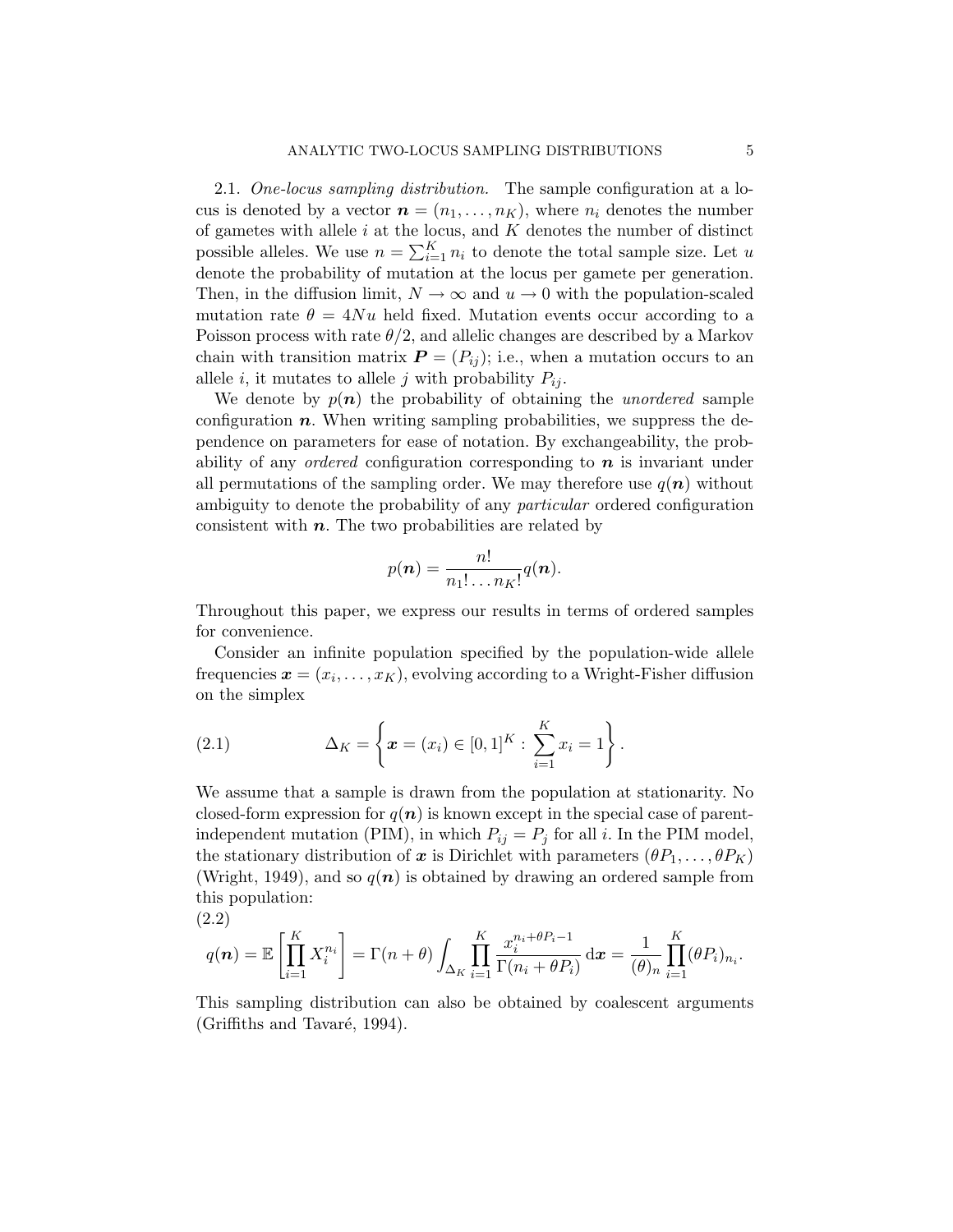2.1. *One-locus sampling distribution.* The sample configuration at a locus is denoted by a vector $\boldsymbol{n} = (n_1, \ldots, n_K)$, where $n_i$ denotes the number of gametes with allele $i$ at the locus, and $K$ denotes the number of distinct possible alleles. We use $n = \sum_{i=1}^{K} n_i$ to denote the total sample size. Let $u$ denote the probability of mutation at the locus per gamete per generation. Then, in the diffusion limit, $N \to \infty$ and $u \to 0$ with the population-scaled mutation rate $\theta = 4Nu$ held fixed. Mutation events occur according to a Poisson process with rate $\theta/2$, and allelic changes are described by a Markov chain with transition matrix $\boldsymbol{P} = (P_{ij})$; i.e., when a mutation occurs to an allele $i$, it mutates to allele $j$ with probability $P_{ij}$.

We denote by $p(\boldsymbol{n})$ the probability of obtaining the *unordered* sample configuration $\boldsymbol{n}$. When writing sampling probabilities, we suppress the dependence on parameters for ease of notation. By exchangeability, the probability of any *ordered* configuration corresponding to $\boldsymbol{n}$ is invariant under all permutations of the sampling order. We may therefore use $q(\boldsymbol{n})$ without ambiguity to denote the probability of any *particular* ordered configuration consistent with $\boldsymbol{n}$. The two probabilities are related by

$$p(\boldsymbol{n}) = \frac{n!}{n_1! \ldots n_K!} q(\boldsymbol{n}).$$

Throughout this paper, we express our results in terms of ordered samples for convenience.

Consider an infinite population specified by the population-wide allele frequencies $\boldsymbol{x} = (x_i, \ldots, x_K)$, evolving according to a Wright-Fisher diffusion on the simplex

$$\Delta_K = \left\{ \boldsymbol{x} = (x_i) \in [0,1]^K : \sum_{i=1}^{K} x_i = 1 \right\}. \tag{2.1}$$

We assume that a sample is drawn from the population at stationarity. No closed-form expression for $q(\boldsymbol{n})$ is known except in the special case of parent-independent mutation (PIM), in which $P_{ij} = P_j$ for all $i$. In the PIM model, the stationary distribution of $\boldsymbol{x}$ is Dirichlet with parameters $(\theta P_1, \ldots, \theta P_K)$ (Wright, 1949), and so $q(\boldsymbol{n})$ is obtained by drawing an ordered sample from this population:

$$q(\boldsymbol{n}) = \mathbb{E}\left[\prod_{i=1}^{K} X_i^{n_i}\right] = \Gamma(n+\theta) \int_{\Delta_K} \prod_{i=1}^{K} \frac{x_i^{n_i + \theta P_i - 1}}{\Gamma(n_i + \theta P_i)} \, \mathrm{d}\boldsymbol{x} = \frac{1}{(\theta)_n} \prod_{i=1}^{K} (\theta P_i)_{n_i}. \tag{2.2}$$

This sampling distribution can also be obtained by coalescent arguments (Griffiths and Tavaré, 1994).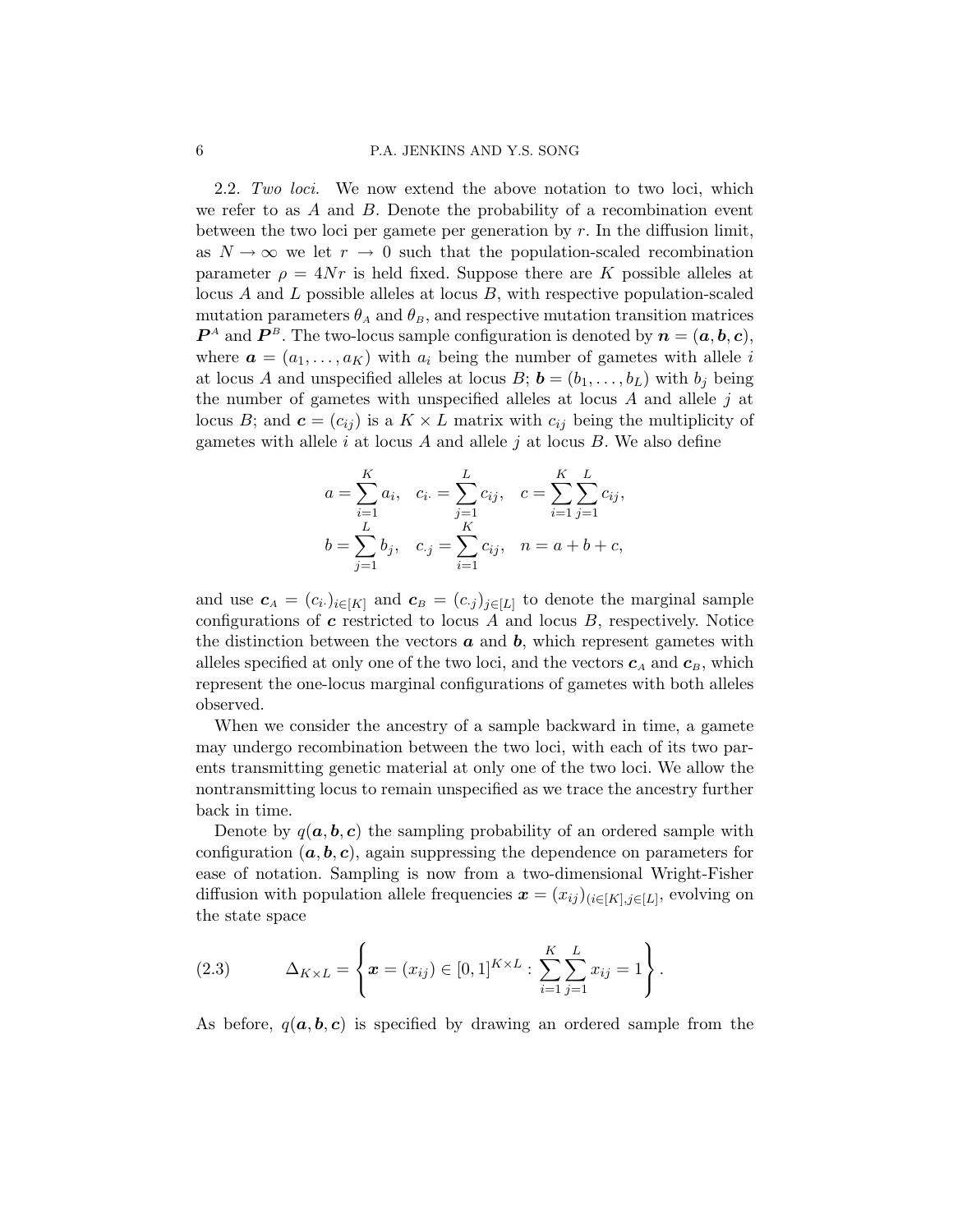2.2. *Two loci.* We now extend the above notation to two loci, which we refer to as $A$ and $B$. Denote the probability of a recombination event between the two loci per gamete per generation by $r$. In the diffusion limit, as $N \to \infty$ we let $r \to 0$ such that the population-scaled recombination parameter $\rho = 4Nr$ is held fixed. Suppose there are $K$ possible alleles at locus $A$ and $L$ possible alleles at locus $B$, with respective population-scaled mutation parameters $\theta_A$ and $\theta_B$, and respective mutation transition matrices $\boldsymbol{P}^A$ and $\boldsymbol{P}^B$. The two-locus sample configuration is denoted by $\boldsymbol{n} = (\boldsymbol{a}, \boldsymbol{b}, \boldsymbol{c})$, where $\boldsymbol{a} = (a_1, \ldots, a_K)$ with $a_i$ being the number of gametes with allele $i$ at locus $A$ and unspecified alleles at locus $B$; $\boldsymbol{b} = (b_1, \ldots, b_L)$ with $b_j$ being the number of gametes with unspecified alleles at locus $A$ and allele $j$ at locus $B$; and $\boldsymbol{c} = (c_{ij})$ is a $K \times L$ matrix with $c_{ij}$ being the multiplicity of gametes with allele $i$ at locus $A$ and allele $j$ at locus $B$. We also define

$$
\begin{aligned}
a &= \sum_{i=1}^{K} a_i, \quad c_{i\cdot} = \sum_{j=1}^{L} c_{ij}, \quad c = \sum_{i=1}^{K}\sum_{j=1}^{L} c_{ij},\\
b &= \sum_{j=1}^{L} b_j, \quad c_{\cdot j} = \sum_{i=1}^{K} c_{ij}, \quad n = a + b + c,
\end{aligned}
$$

and use $\boldsymbol{c}_A = (c_{i\cdot})_{i\in[K]}$ and $\boldsymbol{c}_B = (c_{\cdot j})_{j\in[L]}$ to denote the marginal sample configurations of $\boldsymbol{c}$ restricted to locus $A$ and locus $B$, respectively. Notice the distinction between the vectors $\boldsymbol{a}$ and $\boldsymbol{b}$, which represent gametes with alleles specified at only one of the two loci, and the vectors $\boldsymbol{c}_A$ and $\boldsymbol{c}_B$, which represent the one-locus marginal configurations of gametes with both alleles observed.

When we consider the ancestry of a sample backward in time, a gamete may undergo recombination between the two loci, with each of its two parents transmitting genetic material at only one of the two loci. We allow the nontransmitting locus to remain unspecified as we trace the ancestry further back in time.

Denote by $q(\boldsymbol{a}, \boldsymbol{b}, \boldsymbol{c})$ the sampling probability of an ordered sample with configuration $(\boldsymbol{a}, \boldsymbol{b}, \boldsymbol{c})$, again suppressing the dependence on parameters for ease of notation. Sampling is now from a two-dimensional Wright-Fisher diffusion with population allele frequencies $\boldsymbol{x} = (x_{ij})_{(i\in[K], j\in[L])}$, evolving on the state space

$$
\Delta_{K\times L} = \left\{ \boldsymbol{x} = (x_{ij}) \in [0,1]^{K\times L} : \sum_{i=1}^{K}\sum_{j=1}^{L} x_{ij} = 1 \right\}. \tag{2.3}
$$

As before, $q(\boldsymbol{a}, \boldsymbol{b}, \boldsymbol{c})$ is specified by drawing an ordered sample from the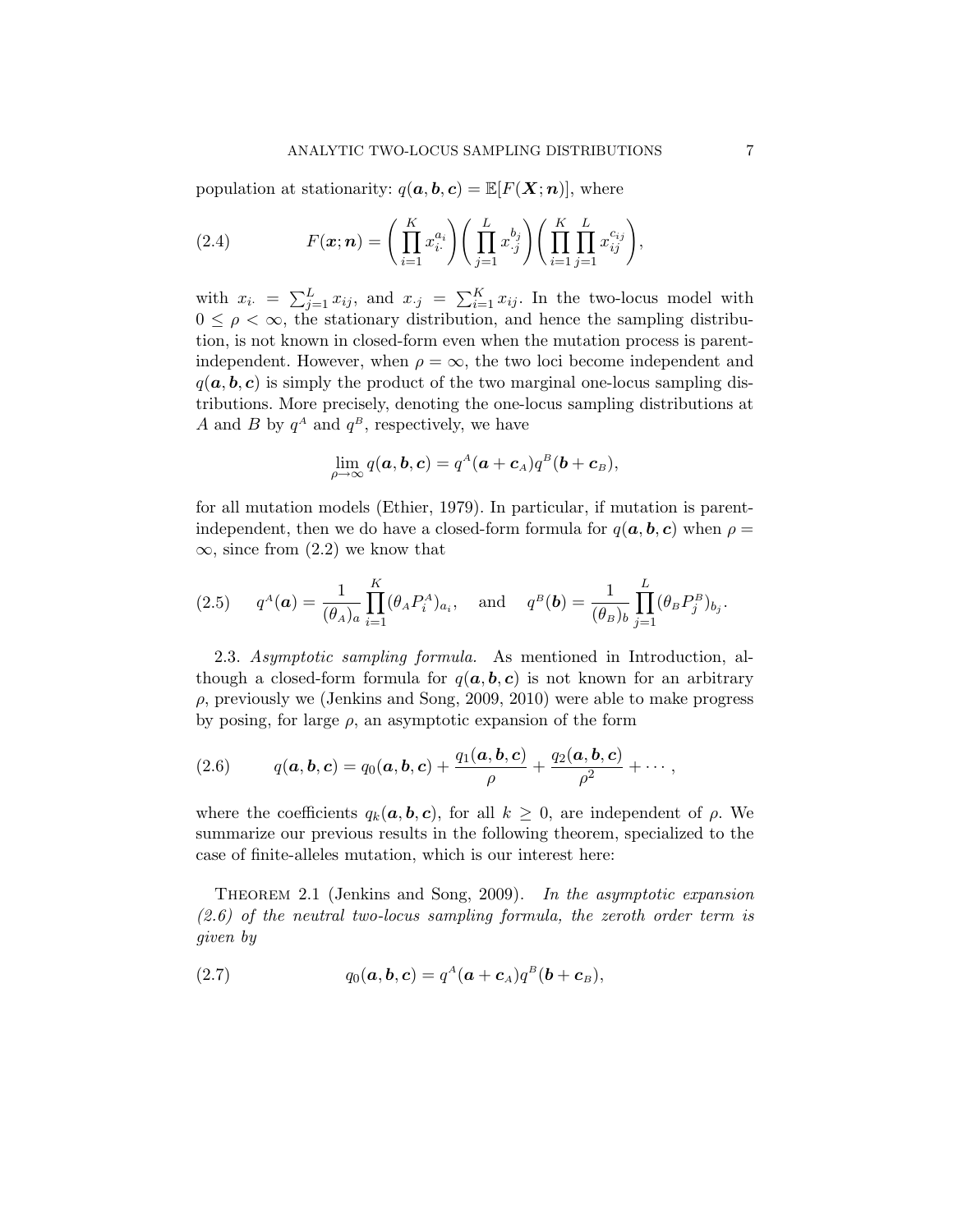population at stationarity: $q(\boldsymbol{a}, \boldsymbol{b}, \boldsymbol{c}) = \mathbb{E}[F(\boldsymbol{X}; \boldsymbol{n})]$, where

$$F(\boldsymbol{x}; \boldsymbol{n}) = \left( \prod_{i=1}^{K} x_{i\cdot}^{a_i} \right) \left( \prod_{j=1}^{L} x_{\cdot j}^{b_j} \right) \left( \prod_{i=1}^{K} \prod_{j=1}^{L} x_{ij}^{c_{ij}} \right), \tag{2.4}$$

with $x_{i\cdot} = \sum_{j=1}^{L} x_{ij}$, and $x_{\cdot j} = \sum_{i=1}^{K} x_{ij}$. In the two-locus model with $0 \leq \rho < \infty$, the stationary distribution, and hence the sampling distribution, is not known in closed-form even when the mutation process is parent-independent. However, when $\rho = \infty$, the two loci become independent and $q(\boldsymbol{a}, \boldsymbol{b}, \boldsymbol{c})$ is simply the product of the two marginal one-locus sampling distributions. More precisely, denoting the one-locus sampling distributions at $A$ and $B$ by $q^A$ and $q^B$, respectively, we have

$$\lim_{\rho \to \infty} q(\boldsymbol{a}, \boldsymbol{b}, \boldsymbol{c}) = q^A(\boldsymbol{a} + \boldsymbol{c}_A) q^B(\boldsymbol{b} + \boldsymbol{c}_B),$$

for all mutation models (Ethier, 1979). In particular, if mutation is parent-independent, then we do have a closed-form formula for $q(\boldsymbol{a}, \boldsymbol{b}, \boldsymbol{c})$ when $\rho = \infty$, since from (2.2) we know that

$$q^A(\boldsymbol{a}) = \frac{1}{(\theta_A)_a} \prod_{i=1}^{K} (\theta_A P_i^A)_{a_i}, \quad \text{and} \quad q^B(\boldsymbol{b}) = \frac{1}{(\theta_B)_b} \prod_{j=1}^{L} (\theta_B P_j^B)_{b_j}. \tag{2.5}$$

2.3. *Asymptotic sampling formula.* As mentioned in Introduction, although a closed-form formula for $q(\boldsymbol{a}, \boldsymbol{b}, \boldsymbol{c})$ is not known for an arbitrary $\rho$, previously we (Jenkins and Song, 2009, 2010) were able to make progress by posing, for large $\rho$, an asymptotic expansion of the form

$$q(\boldsymbol{a}, \boldsymbol{b}, \boldsymbol{c}) = q_0(\boldsymbol{a}, \boldsymbol{b}, \boldsymbol{c}) + \frac{q_1(\boldsymbol{a}, \boldsymbol{b}, \boldsymbol{c})}{\rho} + \frac{q_2(\boldsymbol{a}, \boldsymbol{b}, \boldsymbol{c})}{\rho^2} + \cdots, \tag{2.6}$$

where the coefficients $q_k(\boldsymbol{a}, \boldsymbol{b}, \boldsymbol{c})$, for all $k \geq 0$, are independent of $\rho$. We summarize our previous results in the following theorem, specialized to the case of finite-alleles mutation, which is our interest here:

THEOREM 2.1 (Jenkins and Song, 2009). *In the asymptotic expansion (2.6) of the neutral two-locus sampling formula, the zeroth order term is given by*

$$q_0(\boldsymbol{a}, \boldsymbol{b}, \boldsymbol{c}) = q^A(\boldsymbol{a} + \boldsymbol{c}_A) q^B(\boldsymbol{b} + \boldsymbol{c}_B), \tag{2.7}$$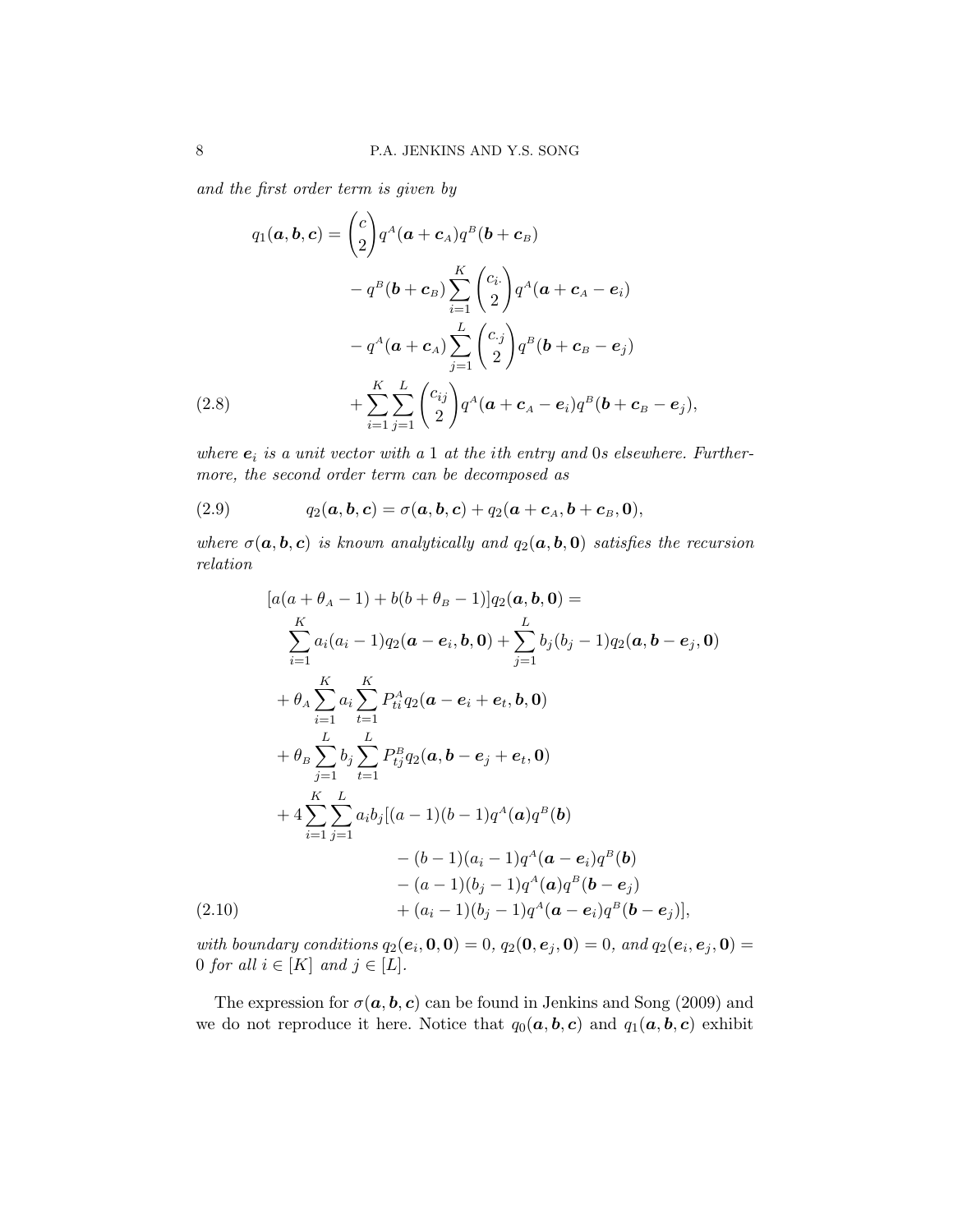*and the first order term is given by*

$$
\begin{aligned}
q_1(\boldsymbol{a}, \boldsymbol{b}, \boldsymbol{c}) = & \binom{c}{2} q^A(\boldsymbol{a} + \boldsymbol{c}_A) q^B(\boldsymbol{b} + \boldsymbol{c}_B) \\
& - q^B(\boldsymbol{b} + \boldsymbol{c}_B) \sum_{i=1}^{K} \binom{c_{i\cdot}}{2} q^A(\boldsymbol{a} + \boldsymbol{c}_A - \boldsymbol{e}_i) \\
& - q^A(\boldsymbol{a} + \boldsymbol{c}_A) \sum_{j=1}^{L} \binom{c_{\cdot j}}{2} q^B(\boldsymbol{b} + \boldsymbol{c}_B - \boldsymbol{e}_j) \\
& + \sum_{i=1}^{K} \sum_{j=1}^{L} \binom{c_{ij}}{2} q^A(\boldsymbol{a} + \boldsymbol{c}_A - \boldsymbol{e}_i) q^B(\boldsymbol{b} + \boldsymbol{c}_B - \boldsymbol{e}_j),
\end{aligned}
\tag{2.8}
$$

*where $\boldsymbol{e}_i$ is a unit vector with a 1 at the ith entry and 0s elsewhere. Furthermore, the second order term can be decomposed as*

$$
q_2(\boldsymbol{a}, \boldsymbol{b}, \boldsymbol{c}) = \sigma(\boldsymbol{a}, \boldsymbol{b}, \boldsymbol{c}) + q_2(\boldsymbol{a} + \boldsymbol{c}_A, \boldsymbol{b} + \boldsymbol{c}_B, \boldsymbol{0}),
\tag{2.9}
$$

*where $\sigma(\boldsymbol{a}, \boldsymbol{b}, \boldsymbol{c})$ is known analytically and $q_2(\boldsymbol{a}, \boldsymbol{b}, \boldsymbol{0})$ satisfies the recursion relation*

$$
\begin{aligned}
& [a(a + \theta_A - 1) + b(b + \theta_B - 1)] q_2(\boldsymbol{a}, \boldsymbol{b}, \boldsymbol{0}) = \\
& \quad \sum_{i=1}^{K} a_i(a_i - 1) q_2(\boldsymbol{a} - \boldsymbol{e}_i, \boldsymbol{b}, \boldsymbol{0}) + \sum_{j=1}^{L} b_j(b_j - 1) q_2(\boldsymbol{a}, \boldsymbol{b} - \boldsymbol{e}_j, \boldsymbol{0}) \\
& \quad + \theta_A \sum_{i=1}^{K} a_i \sum_{t=1}^{K} P^A_{ti} q_2(\boldsymbol{a} - \boldsymbol{e}_i + \boldsymbol{e}_t, \boldsymbol{b}, \boldsymbol{0}) \\
& \quad + \theta_B \sum_{j=1}^{L} b_j \sum_{t=1}^{L} P^B_{tj} q_2(\boldsymbol{a}, \boldsymbol{b} - \boldsymbol{e}_j + \boldsymbol{e}_t, \boldsymbol{0}) \\
& \quad + 4 \sum_{i=1}^{K} \sum_{j=1}^{L} a_i b_j [(a-1)(b-1) q^A(\boldsymbol{a}) q^B(\boldsymbol{b}) \\
& \qquad\qquad - (b-1)(a_i - 1) q^A(\boldsymbol{a} - \boldsymbol{e}_i) q^B(\boldsymbol{b}) \\
& \qquad\qquad - (a-1)(b_j - 1) q^A(\boldsymbol{a}) q^B(\boldsymbol{b} - \boldsymbol{e}_j) \\
& \qquad\qquad + (a_i - 1)(b_j - 1) q^A(\boldsymbol{a} - \boldsymbol{e}_i) q^B(\boldsymbol{b} - \boldsymbol{e}_j)],
\end{aligned}
\tag{2.10}
$$

*with boundary conditions $q_2(\boldsymbol{e}_i, \boldsymbol{0}, \boldsymbol{0}) = 0$, $q_2(\boldsymbol{0}, \boldsymbol{e}_j, \boldsymbol{0}) = 0$, and $q_2(\boldsymbol{e}_i, \boldsymbol{e}_j, \boldsymbol{0}) = 0$ for all $i \in [K]$ and $j \in [L]$.*

The expression for $\sigma(\boldsymbol{a}, \boldsymbol{b}, \boldsymbol{c})$ can be found in Jenkins and Song (2009) and we do not reproduce it here. Notice that $q_0(\boldsymbol{a}, \boldsymbol{b}, \boldsymbol{c})$ and $q_1(\boldsymbol{a}, \boldsymbol{b}, \boldsymbol{c})$ exhibit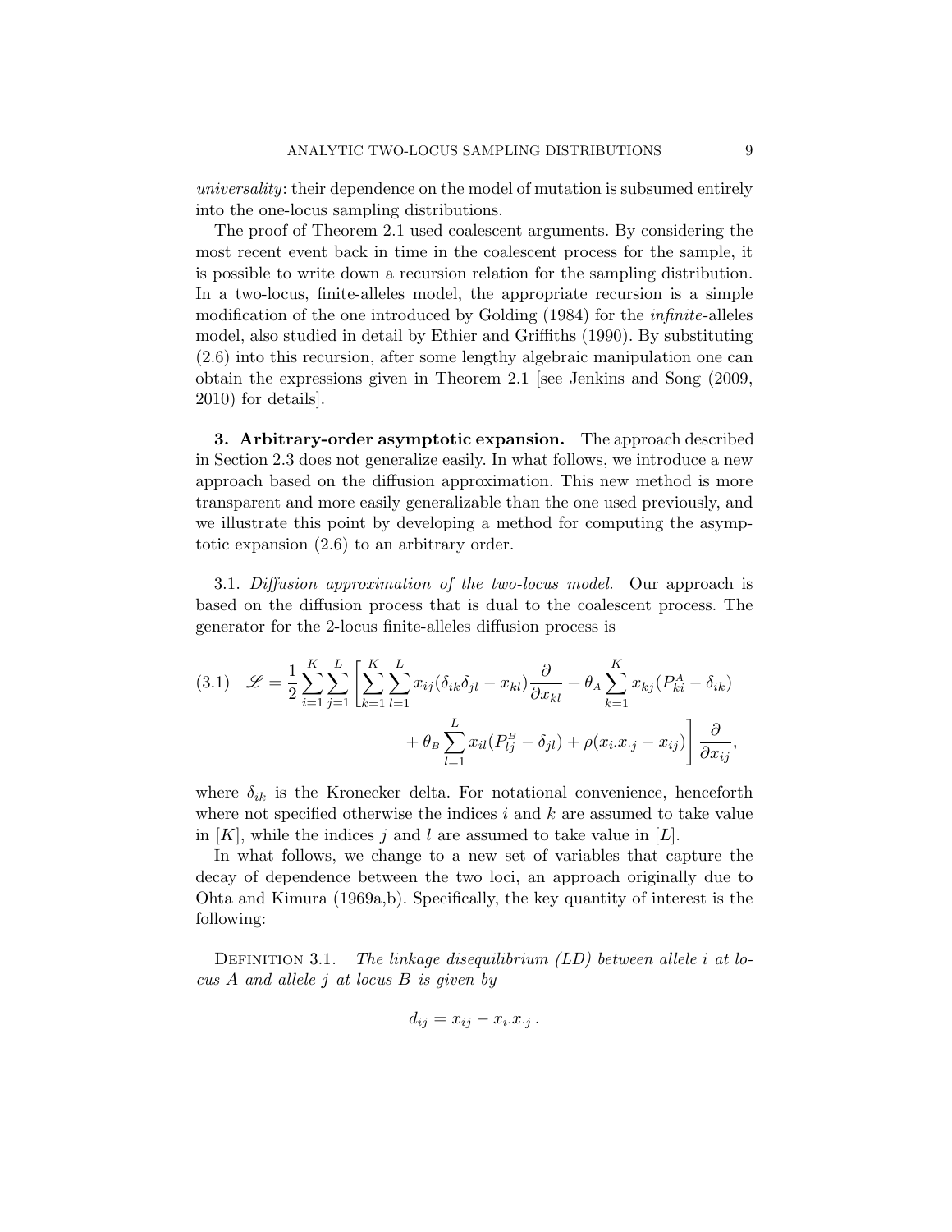*universality*: their dependence on the model of mutation is subsumed entirely into the one-locus sampling distributions.

The proof of Theorem 2.1 used coalescent arguments. By considering the most recent event back in time in the coalescent process for the sample, it is possible to write down a recursion relation for the sampling distribution. In a two-locus, finite-alleles model, the appropriate recursion is a simple modification of the one introduced by Golding (1984) for the *infinite*-alleles model, also studied in detail by Ethier and Griffiths (1990). By substituting (2.6) into this recursion, after some lengthy algebraic manipulation one can obtain the expressions given in Theorem 2.1 [see Jenkins and Song (2009, 2010) for details].

## 3. Arbitrary-order asymptotic expansion.

The approach described in Section 2.3 does not generalize easily. In what follows, we introduce a new approach based on the diffusion approximation. This new method is more transparent and more easily generalizable than the one used previously, and we illustrate this point by developing a method for computing the asymptotic expansion (2.6) to an arbitrary order.

3.1. *Diffusion approximation of the two-locus model.* Our approach is based on the diffusion process that is dual to the coalescent process. The generator for the 2-locus finite-alleles diffusion process is

$$\mathscr{L} = \frac{1}{2}\sum_{i=1}^{K}\sum_{j=1}^{L}\left[\sum_{k=1}^{K}\sum_{l=1}^{L} x_{ij}(\delta_{ik}\delta_{jl} - x_{kl})\frac{\partial}{\partial x_{kl}} + \theta_A \sum_{k=1}^{K} x_{kj}(P^A_{ki} - \delta_{ik}) + \theta_B \sum_{l=1}^{L} x_{il}(P^B_{lj} - \delta_{jl}) + \rho(x_{i\cdot}x_{\cdot j} - x_{ij})\right]\frac{\partial}{\partial x_{ij}}, \tag{3.1}$$

where $\delta_{ik}$ is the Kronecker delta. For notational convenience, henceforth where not specified otherwise the indices $i$ and $k$ are assumed to take value in $[K]$, while the indices $j$ and $l$ are assumed to take value in $[L]$.

In what follows, we change to a new set of variables that capture the decay of dependence between the two loci, an approach originally due to Ohta and Kimura (1969a,b). Specifically, the key quantity of interest is the following:

Definition 3.1. *The linkage disequilibrium (LD) between allele $i$ at locus $A$ and allele $j$ at locus $B$ is given by*

$$d_{ij} = x_{ij} - x_{i\cdot}x_{\cdot j}\,.$$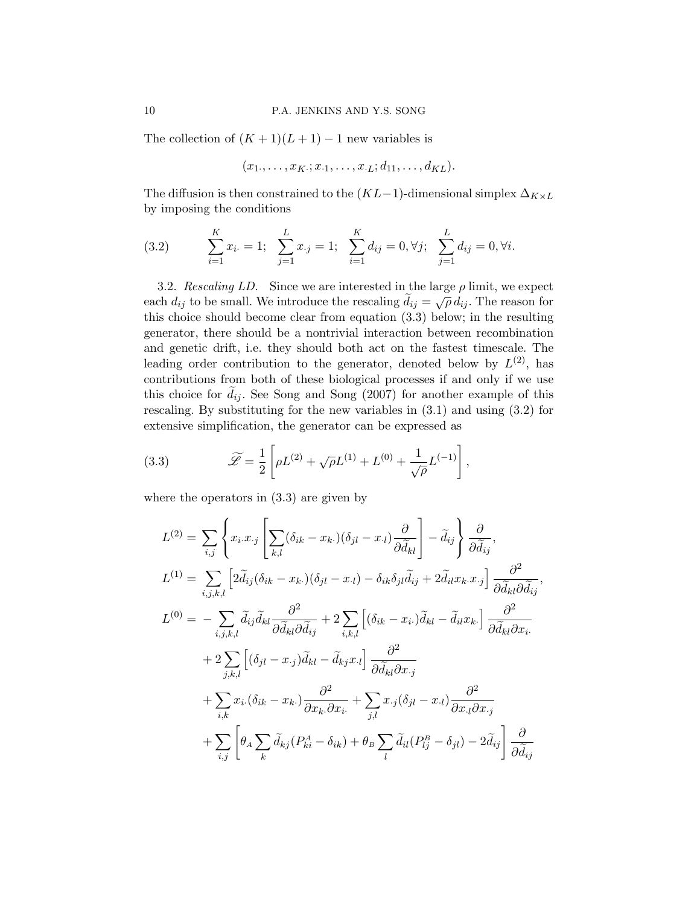The collection of $(K+1)(L+1)-1$ new variables is

$$(x_{1\cdot}, \ldots, x_{K\cdot}; x_{\cdot 1}, \ldots, x_{\cdot L}; d_{11}, \ldots, d_{KL}).$$

The diffusion is then constrained to the $(KL-1)$-dimensional simplex $\Delta_{K\times L}$ by imposing the conditions

$$\sum_{i=1}^{K} x_{i\cdot} = 1; \quad \sum_{j=1}^{L} x_{\cdot j} = 1; \quad \sum_{i=1}^{K} d_{ij} = 0, \forall j; \quad \sum_{j=1}^{L} d_{ij} = 0, \forall i. \tag{3.2}$$

3.2. *Rescaling LD.* Since we are interested in the large $\rho$ limit, we expect each $d_{ij}$ to be small. We introduce the rescaling $\widetilde{d}_{ij} = \sqrt{\rho}\, d_{ij}$. The reason for this choice should become clear from equation (3.3) below; in the resulting generator, there should be a nontrivial interaction between recombination and genetic drift, i.e. they should both act on the fastest timescale. The leading order contribution to the generator, denoted below by $L^{(2)}$, has contributions from both of these biological processes if and only if we use this choice for $\widetilde{d}_{ij}$. See Song and Song (2007) for another example of this rescaling. By substituting for the new variables in (3.1) and using (3.2) for extensive simplification, the generator can be expressed as

$$\widetilde{\mathscr{L}} = \frac{1}{2}\left[\rho L^{(2)} + \sqrt{\rho} L^{(1)} + L^{(0)} + \frac{1}{\sqrt{\rho}} L^{(-1)}\right], \tag{3.3}$$

where the operators in (3.3) are given by

$$
\begin{aligned}
L^{(2)} =& \sum_{i,j} \left\{ x_{i\cdot} x_{\cdot j} \left[ \sum_{k,l} (\delta_{ik} - x_{k\cdot})(\delta_{jl} - x_{\cdot l}) \frac{\partial}{\partial \widetilde{d}_{kl}} \right] - \widetilde{d}_{ij} \right\} \frac{\partial}{\partial \widetilde{d}_{ij}}, \\
L^{(1)} =& \sum_{i,j,k,l} \left[ 2\widetilde{d}_{ij}(\delta_{ik} - x_{k\cdot})(\delta_{jl} - x_{\cdot l}) - \delta_{ik}\delta_{jl}\widetilde{d}_{ij} + 2\widetilde{d}_{il} x_{k\cdot} x_{\cdot j} \right] \frac{\partial^2}{\partial \widetilde{d}_{kl} \partial \widetilde{d}_{ij}}, \\
L^{(0)} =& -\sum_{i,j,k,l} \widetilde{d}_{ij}\widetilde{d}_{kl} \frac{\partial^2}{\partial \widetilde{d}_{kl} \partial \widetilde{d}_{ij}} + 2\sum_{i,k,l} \left[ (\delta_{ik} - x_{i\cdot})\widetilde{d}_{kl} - \widetilde{d}_{il} x_{k\cdot} \right] \frac{\partial^2}{\partial \widetilde{d}_{kl} \partial x_{i\cdot}} \\
&+ 2\sum_{j,k,l} \left[ (\delta_{jl} - x_{\cdot j})\widetilde{d}_{kl} - \widetilde{d}_{kj} x_{\cdot l} \right] \frac{\partial^2}{\partial \widetilde{d}_{kl} \partial x_{\cdot j}} \\
&+ \sum_{i,k} x_{i\cdot}(\delta_{ik} - x_{k\cdot}) \frac{\partial^2}{\partial x_{k\cdot} \partial x_{i\cdot}} + \sum_{j,l} x_{\cdot j}(\delta_{jl} - x_{\cdot l}) \frac{\partial^2}{\partial x_{\cdot l} \partial x_{\cdot j}} \\
&+ \sum_{i,j} \left[ \theta_A \sum_k \widetilde{d}_{kj}(P^A_{ki} - \delta_{ik}) + \theta_B \sum_l \widetilde{d}_{il}(P^B_{lj} - \delta_{jl}) - 2\widetilde{d}_{ij} \right] \frac{\partial}{\partial \widetilde{d}_{ij}}
\end{aligned}
$$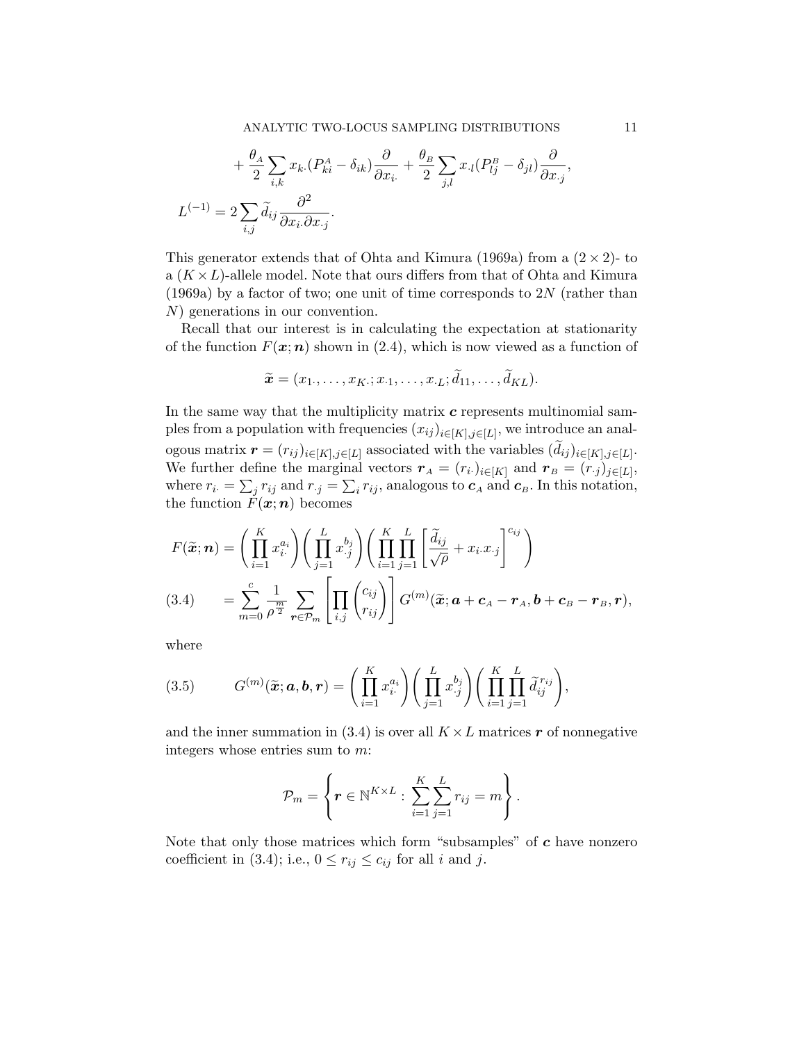$$
+ \frac{\theta_A}{2} \sum_{i,k} x_{k\cdot}(P^A_{ki} - \delta_{ik}) \frac{\partial}{\partial x_{i\cdot}} + \frac{\theta_B}{2} \sum_{j,l} x_{\cdot l}(P^B_{lj} - \delta_{jl}) \frac{\partial}{\partial x_{\cdot j}},
$$

$$
L^{(-1)} = 2 \sum_{i,j} \widetilde{d}_{ij} \frac{\partial^2}{\partial x_{i\cdot} \partial x_{\cdot j}}.
$$

This generator extends that of Ohta and Kimura (1969a) from a $(2 \times 2)$- to a $(K \times L)$-allele model. Note that ours differs from that of Ohta and Kimura (1969a) by a factor of two; one unit of time corresponds to $2N$ (rather than $N$) generations in our convention.

Recall that our interest is in calculating the expectation at stationarity of the function $F(\boldsymbol{x}; \boldsymbol{n})$ shown in (2.4), which is now viewed as a function of

$$
\widetilde{\boldsymbol{x}} = (x_{1\cdot}, \ldots, x_{K\cdot}; x_{\cdot 1}, \ldots, x_{\cdot L}; \widetilde{d}_{11}, \ldots, \widetilde{d}_{KL}).
$$

In the same way that the multiplicity matrix $\boldsymbol{c}$ represents multinomial samples from a population with frequencies $(x_{ij})_{i \in [K], j \in [L]}$, we introduce an analogous matrix $\boldsymbol{r} = (r_{ij})_{i \in [K], j \in [L]}$ associated with the variables $(\widetilde{d}_{ij})_{i \in [K], j \in [L]}$. We further define the marginal vectors $\boldsymbol{r}_A = (r_{i\cdot})_{i \in [K]}$ and $\boldsymbol{r}_B = (r_{\cdot j})_{j \in [L]}$, where $r_{i\cdot} = \sum_j r_{ij}$ and $r_{\cdot j} = \sum_i r_{ij}$, analogous to $\boldsymbol{c}_A$ and $\boldsymbol{c}_B$. In this notation, the function $F(\boldsymbol{x}; \boldsymbol{n})$ becomes

$$
\begin{aligned}
F(\widetilde{\boldsymbol{x}}; \boldsymbol{n}) &= \left( \prod_{i=1}^{K} x_{i\cdot}^{a_i} \right) \left( \prod_{j=1}^{L} x_{\cdot j}^{b_j} \right) \left( \prod_{i=1}^{K} \prod_{j=1}^{L} \left[ \frac{\widetilde{d}_{ij}}{\sqrt{\rho}} + x_{i\cdot} x_{\cdot j} \right]^{c_{ij}} \right) \\
&= \sum_{m=0}^{c} \frac{1}{\rho^{\frac{m}{2}}} \sum_{\boldsymbol{r} \in \mathcal{P}_m} \left[ \prod_{i,j} \binom{c_{ij}}{r_{ij}} \right] G^{(m)}(\widetilde{\boldsymbol{x}}; \boldsymbol{a} + \boldsymbol{c}_A - \boldsymbol{r}_A, \boldsymbol{b} + \boldsymbol{c}_B - \boldsymbol{r}_B, \boldsymbol{r}), \qquad (3.4)
\end{aligned}
$$

where

$$
G^{(m)}(\widetilde{\boldsymbol{x}}; \boldsymbol{a}, \boldsymbol{b}, \boldsymbol{r}) = \left( \prod_{i=1}^{K} x_{i\cdot}^{a_i} \right) \left( \prod_{j=1}^{L} x_{\cdot j}^{b_j} \right) \left( \prod_{i=1}^{K} \prod_{j=1}^{L} \widetilde{d}_{ij}^{\,r_{ij}} \right), \qquad (3.5)
$$

and the inner summation in (3.4) is over all $K \times L$ matrices $\boldsymbol{r}$ of nonnegative integers whose entries sum to $m$:

$$
\mathcal{P}_m = \left\{ \boldsymbol{r} \in \mathbb{N}^{K \times L} : \sum_{i=1}^{K} \sum_{j=1}^{L} r_{ij} = m \right\}.
$$

Note that only those matrices which form "subsamples" of $\boldsymbol{c}$ have nonzero coefficient in (3.4); i.e., $0 \le r_{ij} \le c_{ij}$ for all $i$ and $j$.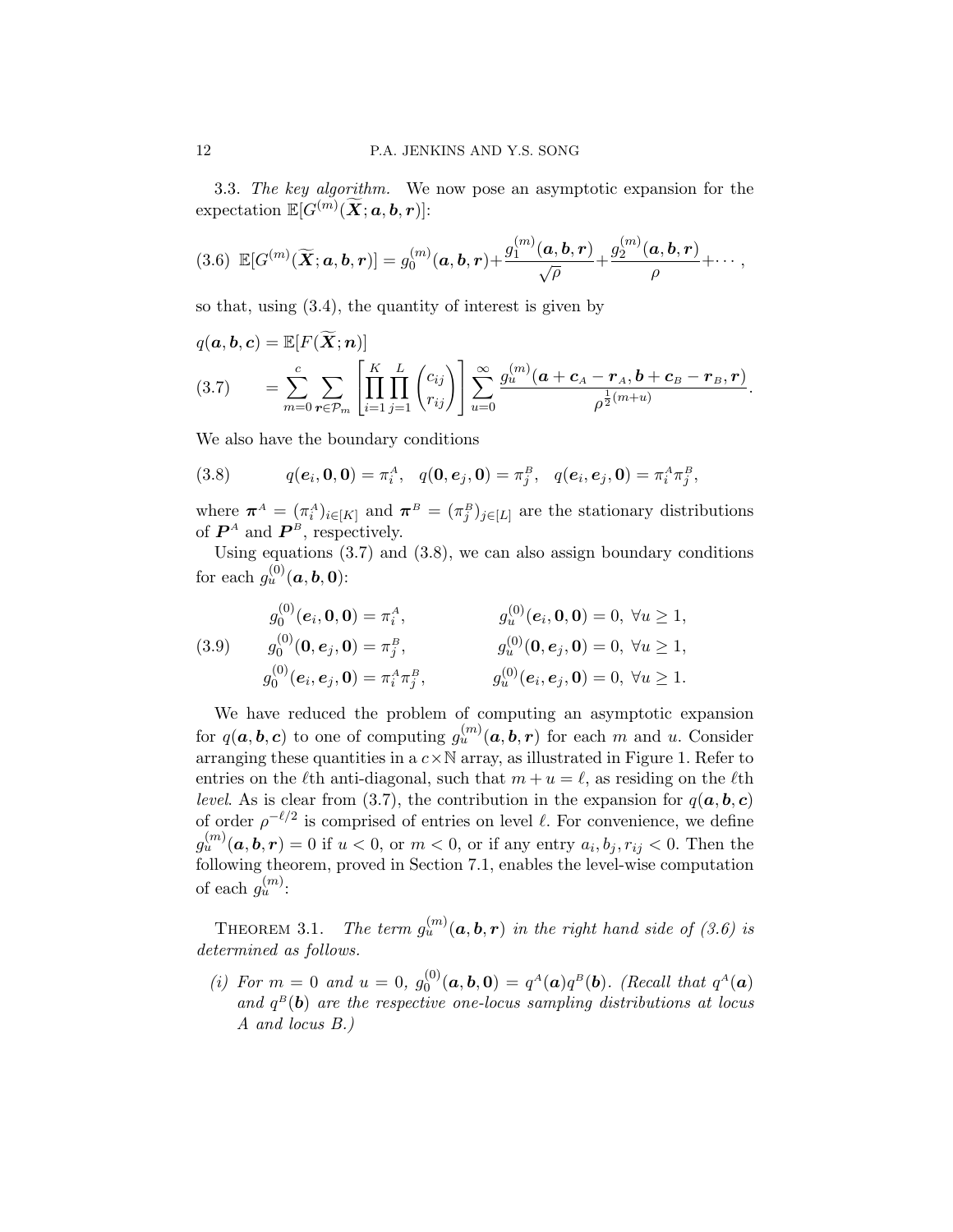3.3. *The key algorithm.* We now pose an asymptotic expansion for the expectation $\mathbb{E}[G^{(m)}(\widetilde{\boldsymbol{X}};\boldsymbol{a},\boldsymbol{b},\boldsymbol{r})]$:

$$\mathbb{E}[G^{(m)}(\widetilde{\boldsymbol{X}};\boldsymbol{a},\boldsymbol{b},\boldsymbol{r})] = g_0^{(m)}(\boldsymbol{a},\boldsymbol{b},\boldsymbol{r}) + \frac{g_1^{(m)}(\boldsymbol{a},\boldsymbol{b},\boldsymbol{r})}{\sqrt{\rho}} + \frac{g_2^{(m)}(\boldsymbol{a},\boldsymbol{b},\boldsymbol{r})}{\rho} + \cdots, \tag{3.6}$$

so that, using (3.4), the quantity of interest is given by

$$\begin{aligned} q(\boldsymbol{a},\boldsymbol{b},\boldsymbol{c}) &= \mathbb{E}[F(\widetilde{\boldsymbol{X}};\boldsymbol{n})] \\ &= \sum_{m=0}^{c}\sum_{\boldsymbol{r}\in\mathcal{P}_m}\left[\prod_{i=1}^{K}\prod_{j=1}^{L}\binom{c_{ij}}{r_{ij}}\right]\sum_{u=0}^{\infty}\frac{g_u^{(m)}(\boldsymbol{a}+\boldsymbol{c}_A-\boldsymbol{r}_A,\boldsymbol{b}+\boldsymbol{c}_B-\boldsymbol{r}_B,\boldsymbol{r})}{\rho^{\frac{1}{2}(m+u)}}. \end{aligned} \tag{3.7}$$

We also have the boundary conditions

$$q(\boldsymbol{e}_i,\boldsymbol{0},\boldsymbol{0}) = \pi_i^A, \quad q(\boldsymbol{0},\boldsymbol{e}_j,\boldsymbol{0}) = \pi_j^B, \quad q(\boldsymbol{e}_i,\boldsymbol{e}_j,\boldsymbol{0}) = \pi_i^A\pi_j^B, \tag{3.8}$$

where $\boldsymbol{\pi}^A = (\pi_i^A)_{i\in[K]}$ and $\boldsymbol{\pi}^B = (\pi_j^B)_{j\in[L]}$ are the stationary distributions of $\boldsymbol{P}^A$ and $\boldsymbol{P}^B$, respectively.

Using equations (3.7) and (3.8), we can also assign boundary conditions for each $g_u^{(0)}(\boldsymbol{a},\boldsymbol{b},\boldsymbol{0})$:

$$\begin{aligned} &g_0^{(0)}(\boldsymbol{e}_i,\boldsymbol{0},\boldsymbol{0}) = \pi_i^A, && g_u^{(0)}(\boldsymbol{e}_i,\boldsymbol{0},\boldsymbol{0}) = 0,\ \forall u\geq 1, \\ &g_0^{(0)}(\boldsymbol{0},\boldsymbol{e}_j,\boldsymbol{0}) = \pi_j^B, && g_u^{(0)}(\boldsymbol{0},\boldsymbol{e}_j,\boldsymbol{0}) = 0,\ \forall u\geq 1, \\ &g_0^{(0)}(\boldsymbol{e}_i,\boldsymbol{e}_j,\boldsymbol{0}) = \pi_i^A\pi_j^B, && g_u^{(0)}(\boldsymbol{e}_i,\boldsymbol{e}_j,\boldsymbol{0}) = 0,\ \forall u\geq 1. \end{aligned} \tag{3.9}$$

We have reduced the problem of computing an asymptotic expansion for $q(\boldsymbol{a},\boldsymbol{b},\boldsymbol{c})$ to one of computing $g_u^{(m)}(\boldsymbol{a},\boldsymbol{b},\boldsymbol{r})$ for each $m$ and $u$. Consider arranging these quantities in a $c\times\mathbb{N}$ array, as illustrated in Figure 1. Refer to entries on the $\ell$th anti-diagonal, such that $m+u=\ell$, as residing on the $\ell$th *level*. As is clear from (3.7), the contribution in the expansion for $q(\boldsymbol{a},\boldsymbol{b},\boldsymbol{c})$ of order $\rho^{-\ell/2}$ is comprised of entries on level $\ell$. For convenience, we define $g_u^{(m)}(\boldsymbol{a},\boldsymbol{b},\boldsymbol{r}) = 0$ if $u<0$, or $m<0$, or if any entry $a_i, b_j, r_{ij} < 0$. Then the following theorem, proved in Section 7.1, enables the level-wise computation of each $g_u^{(m)}$:

THEOREM 3.1. *The term $g_u^{(m)}(\boldsymbol{a},\boldsymbol{b},\boldsymbol{r})$ in the right hand side of (3.6) is determined as follows.*

*(i) For $m=0$ and $u=0$, $g_0^{(0)}(\boldsymbol{a},\boldsymbol{b},\boldsymbol{0}) = q^A(\boldsymbol{a})q^B(\boldsymbol{b})$. (Recall that $q^A(\boldsymbol{a})$ and $q^B(\boldsymbol{b})$ are the respective one-locus sampling distributions at locus A and locus B.)*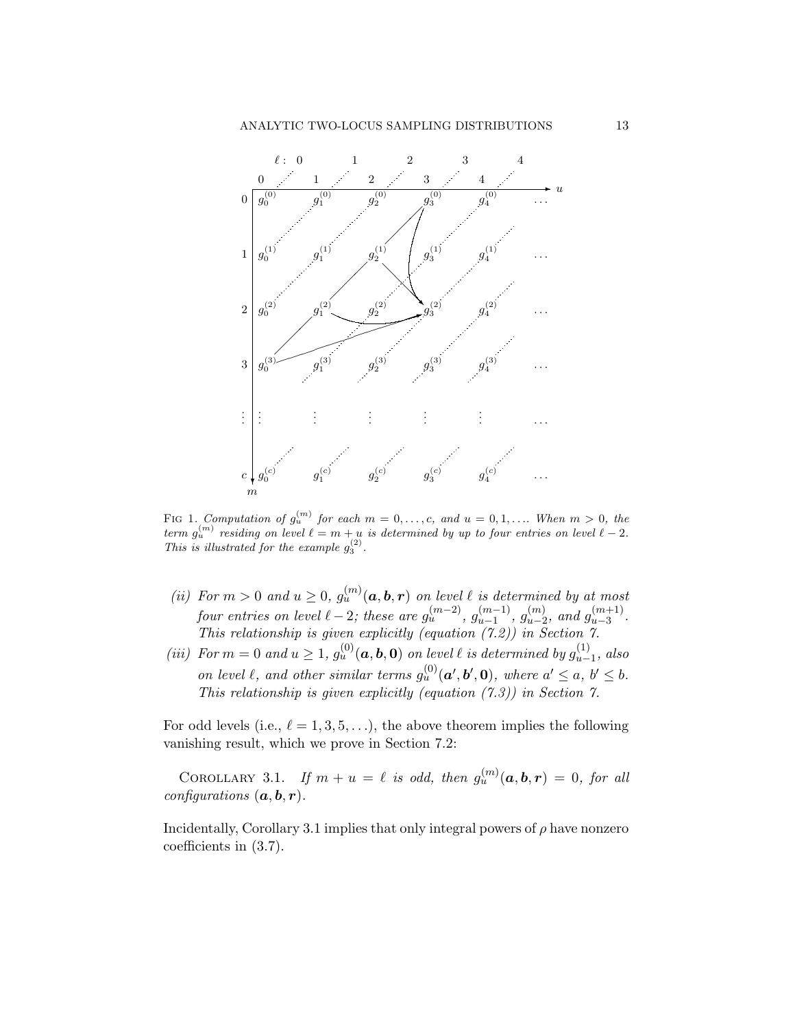FIG 1. *Computation of $g_u^{(m)}$ for each $m = 0, \ldots, c$, and $u = 0, 1, \ldots$. When $m > 0$, the term $g_u^{(m)}$ residing on level $\ell = m + u$ is determined by up to four entries on level $\ell - 2$. This is illustrated for the example $g_3^{(2)}$.*

(ii) *For $m > 0$ and $u \geq 0$, $g_u^{(m)}(\boldsymbol{a}, \boldsymbol{b}, \boldsymbol{r})$ on level $\ell$ is determined by at most four entries on level $\ell - 2$; these are $g_u^{(m-2)}$, $g_{u-1}^{(m-1)}$, $g_{u-2}^{(m)}$, and $g_{u-3}^{(m+1)}$. This relationship is given explicitly (equation (7.2)) in Section 7.*

(iii) *For $m = 0$ and $u \geq 1$, $g_u^{(0)}(\boldsymbol{a}, \boldsymbol{b}, \boldsymbol{0})$ on level $\ell$ is determined by $g_{u-1}^{(1)}$, also on level $\ell$, and other similar terms $g_u^{(0)}(\boldsymbol{a}', \boldsymbol{b}', \boldsymbol{0})$, where $a' \leq a$, $b' \leq b$. This relationship is given explicitly (equation (7.3)) in Section 7.*

For odd levels (i.e., $\ell = 1, 3, 5, \ldots$), the above theorem implies the following vanishing result, which we prove in Section 7.2:

COROLLARY 3.1. *If $m + u = \ell$ is odd, then $g_u^{(m)}(\boldsymbol{a}, \boldsymbol{b}, \boldsymbol{r}) = 0$, for all configurations $(\boldsymbol{a}, \boldsymbol{b}, \boldsymbol{r})$.*

Incidentally, Corollary 3.1 implies that only integral powers of $\rho$ have nonzero coefficients in (3.7).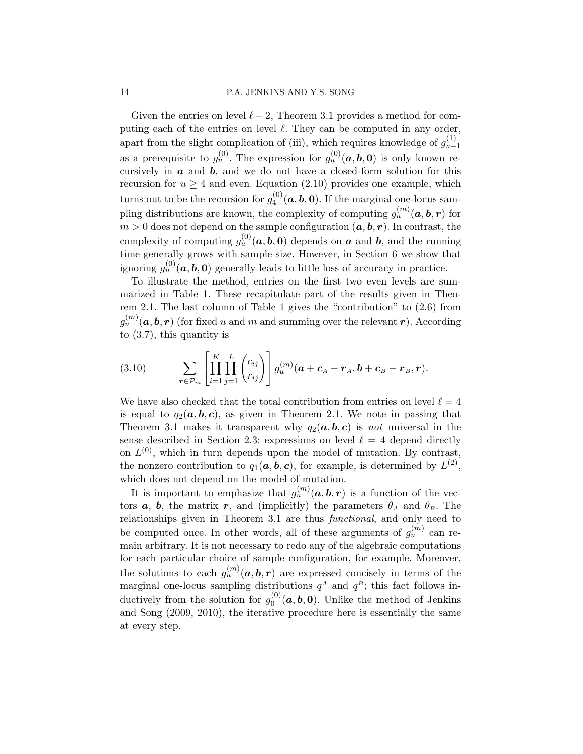Given the entries on level $\ell - 2$, Theorem 3.1 provides a method for computing each of the entries on level $\ell$. They can be computed in any order, apart from the slight complication of (iii), which requires knowledge of $g_{u-1}^{(1)}$ as a prerequisite to $g_u^{(0)}$. The expression for $g_u^{(0)}(\boldsymbol{a}, \boldsymbol{b}, \boldsymbol{0})$ is only known recursively in $\boldsymbol{a}$ and $\boldsymbol{b}$, and we do not have a closed-form solution for this recursion for $u \geq 4$ and even. Equation (2.10) provides one example, which turns out to be the recursion for $g_4^{(0)}(\boldsymbol{a}, \boldsymbol{b}, \boldsymbol{0})$. If the marginal one-locus sampling distributions are known, the complexity of computing $g_u^{(m)}(\boldsymbol{a}, \boldsymbol{b}, \boldsymbol{r})$ for $m > 0$ does not depend on the sample configuration $(\boldsymbol{a}, \boldsymbol{b}, \boldsymbol{r})$. In contrast, the complexity of computing $g_u^{(0)}(\boldsymbol{a}, \boldsymbol{b}, \boldsymbol{0})$ depends on $\boldsymbol{a}$ and $\boldsymbol{b}$, and the running time generally grows with sample size. However, in Section 6 we show that ignoring $g_u^{(0)}(\boldsymbol{a}, \boldsymbol{b}, \boldsymbol{0})$ generally leads to little loss of accuracy in practice.

To illustrate the method, entries on the first two even levels are summarized in Table 1. These recapitulate part of the results given in Theorem 2.1. The last column of Table 1 gives the "contribution" to (2.6) from $g_u^{(m)}(\boldsymbol{a}, \boldsymbol{b}, \boldsymbol{r})$ (for fixed $u$ and $m$ and summing over the relevant $\boldsymbol{r}$). According to (3.7), this quantity is

$$\sum_{\boldsymbol{r} \in \mathcal{P}_m} \left[ \prod_{i=1}^{K} \prod_{j=1}^{L} \binom{c_{ij}}{r_{ij}} \right] g_u^{(m)}(\boldsymbol{a} + \boldsymbol{c}_A - \boldsymbol{r}_A, \boldsymbol{b} + \boldsymbol{c}_B - \boldsymbol{r}_B, \boldsymbol{r}). \tag{3.10}$$

We have also checked that the total contribution from entries on level $\ell = 4$ is equal to $q_2(\boldsymbol{a}, \boldsymbol{b}, \boldsymbol{c})$, as given in Theorem 2.1. We note in passing that Theorem 3.1 makes it transparent why $q_2(\boldsymbol{a}, \boldsymbol{b}, \boldsymbol{c})$ is *not* universal in the sense described in Section 2.3: expressions on level $\ell = 4$ depend directly on $L^{(0)}$, which in turn depends upon the model of mutation. By contrast, the nonzero contribution to $q_1(\boldsymbol{a}, \boldsymbol{b}, \boldsymbol{c})$, for example, is determined by $L^{(2)}$, which does not depend on the model of mutation.

It is important to emphasize that $g_u^{(m)}(\boldsymbol{a}, \boldsymbol{b}, \boldsymbol{r})$ is a function of the vectors $\boldsymbol{a}$, $\boldsymbol{b}$, the matrix $\boldsymbol{r}$, and (implicitly) the parameters $\theta_A$ and $\theta_B$. The relationships given in Theorem 3.1 are thus *functional*, and only need to be computed once. In other words, all of these arguments of $g_u^{(m)}$ can remain arbitrary. It is not necessary to redo any of the algebraic computations for each particular choice of sample configuration, for example. Moreover, the solutions to each $g_u^{(m)}(\boldsymbol{a}, \boldsymbol{b}, \boldsymbol{r})$ are expressed concisely in terms of the marginal one-locus sampling distributions $q^A$ and $q^B$; this fact follows inductively from the solution for $g_0^{(0)}(\boldsymbol{a}, \boldsymbol{b}, \boldsymbol{0})$. Unlike the method of Jenkins and Song (2009, 2010), the iterative procedure here is essentially the same at every step.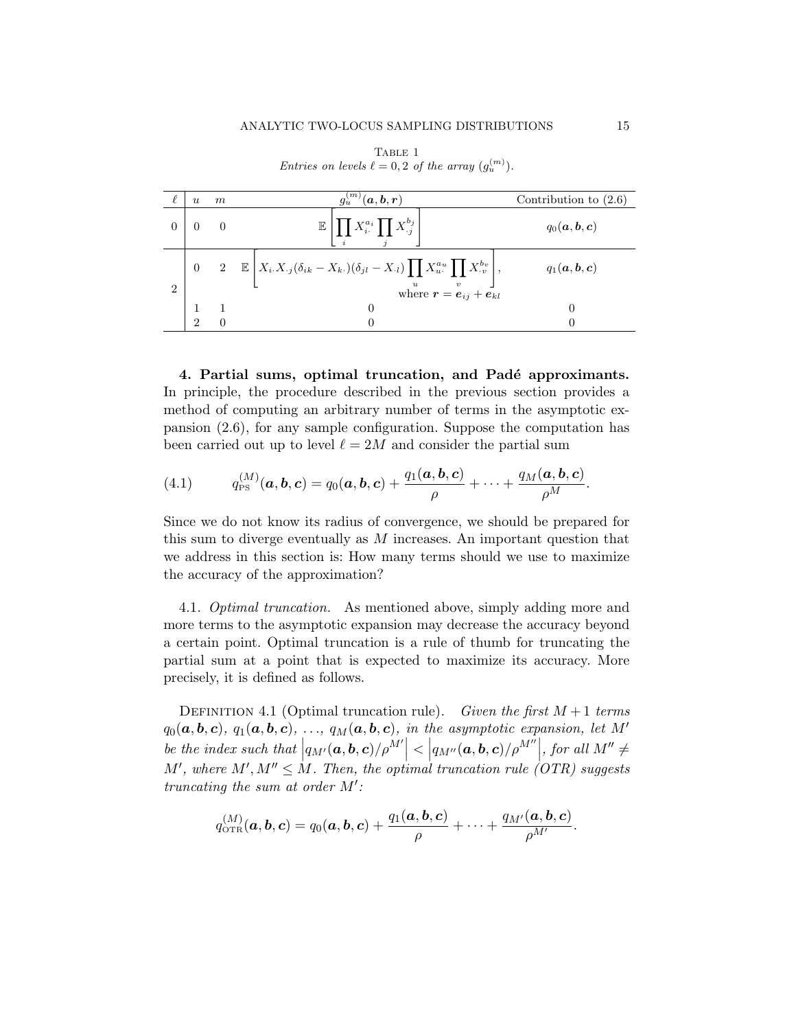TABLE 1
*Entries on levels $\ell = 0, 2$ of the array $(g_u^{(m)})$.*

| $\ell$ | $u$ | $m$ | $g_u^{(m)}(\boldsymbol{a}, \boldsymbol{b}, \boldsymbol{r})$ | Contribution to (2.6) |
|---|---|---|---|---|
| 0 | 0 | 0 | $\mathbb{E}\left[\prod_i X_{i\cdot}^{a_i} \prod_j X_{\cdot j}^{b_j}\right]$ | $q_0(\boldsymbol{a}, \boldsymbol{b}, \boldsymbol{c})$ |
| 2 | 0 | 2 | $\mathbb{E}\left[X_{i\cdot} X_{\cdot j}(\delta_{ik} - X_{k\cdot})(\delta_{jl} - X_{\cdot l}) \prod_u X_{u\cdot}^{a_u} \prod_v X_{\cdot v}^{b_v}\right]$, where $\boldsymbol{r} = \boldsymbol{e}_{ij} + \boldsymbol{e}_{kl}$ | $q_1(\boldsymbol{a}, \boldsymbol{b}, \boldsymbol{c})$ |
| | 1 | 1 | 0 | 0 |
| | 2 | 0 | 0 | 0 |

**4. Partial sums, optimal truncation, and Padé approximants.** In principle, the procedure described in the previous section provides a method of computing an arbitrary number of terms in the asymptotic expansion (2.6), for any sample configuration. Suppose the computation has been carried out up to level $\ell = 2M$ and consider the partial sum

$$
q_{\mathrm{PS}}^{(M)}(\boldsymbol{a}, \boldsymbol{b}, \boldsymbol{c}) = q_0(\boldsymbol{a}, \boldsymbol{b}, \boldsymbol{c}) + \frac{q_1(\boldsymbol{a}, \boldsymbol{b}, \boldsymbol{c})}{\rho} + \cdots + \frac{q_M(\boldsymbol{a}, \boldsymbol{b}, \boldsymbol{c})}{\rho^M}. \tag{4.1}
$$

Since we do not know its radius of convergence, we should be prepared for this sum to diverge eventually as $M$ increases. An important question that we address in this section is: How many terms should we use to maximize the accuracy of the approximation?

4.1. *Optimal truncation.* As mentioned above, simply adding more and more terms to the asymptotic expansion may decrease the accuracy beyond a certain point. Optimal truncation is a rule of thumb for truncating the partial sum at a point that is expected to maximize its accuracy. More precisely, it is defined as follows.

DEFINITION 4.1 (Optimal truncation rule). *Given the first $M+1$ terms $q_0(\boldsymbol{a}, \boldsymbol{b}, \boldsymbol{c})$, $q_1(\boldsymbol{a}, \boldsymbol{b}, \boldsymbol{c})$, ..., $q_M(\boldsymbol{a}, \boldsymbol{b}, \boldsymbol{c})$, in the asymptotic expansion, let $M'$ be the index such that $\left|q_{M'}(\boldsymbol{a}, \boldsymbol{b}, \boldsymbol{c})/\rho^{M'}\right| < \left|q_{M''}(\boldsymbol{a}, \boldsymbol{b}, \boldsymbol{c})/\rho^{M''}\right|$, for all $M'' \neq M'$, where $M', M'' \leq M$. Then, the optimal truncation rule (OTR) suggests truncating the sum at order $M'$:*

$$
q_{\mathrm{OTR}}^{(M)}(\boldsymbol{a}, \boldsymbol{b}, \boldsymbol{c}) = q_0(\boldsymbol{a}, \boldsymbol{b}, \boldsymbol{c}) + \frac{q_1(\boldsymbol{a}, \boldsymbol{b}, \boldsymbol{c})}{\rho} + \cdots + \frac{q_{M'}(\boldsymbol{a}, \boldsymbol{b}, \boldsymbol{c})}{\rho^{M'}}.
$$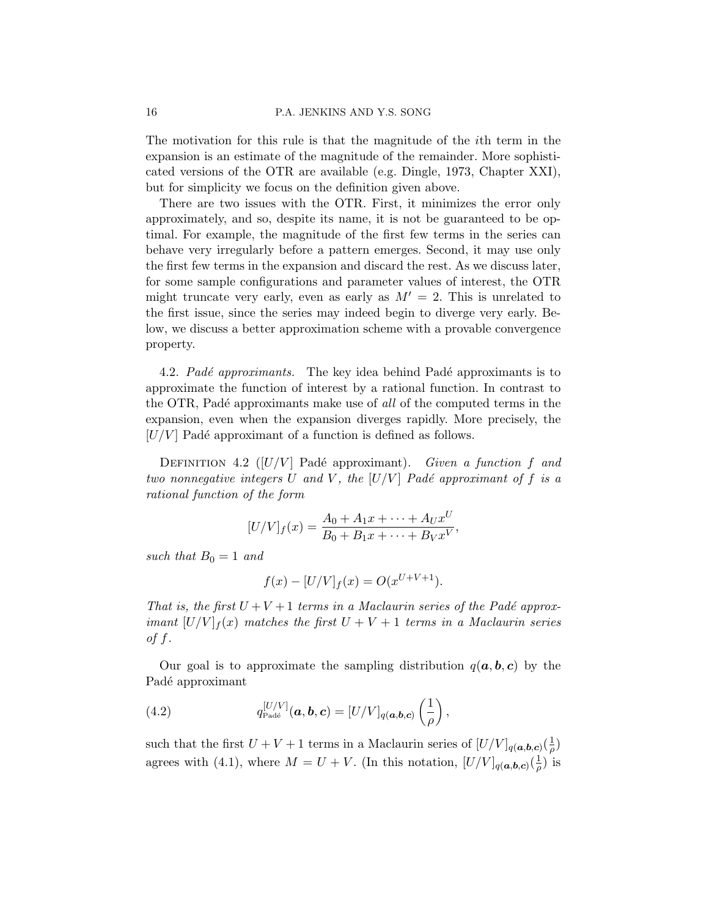The motivation for this rule is that the magnitude of the $i$th term in the expansion is an estimate of the magnitude of the remainder. More sophisticated versions of the OTR are available (e.g. Dingle, 1973, Chapter XXI), but for simplicity we focus on the definition given above.

There are two issues with the OTR. First, it minimizes the error only approximately, and so, despite its name, it is not be guaranteed to be optimal. For example, the magnitude of the first few terms in the series can behave very irregularly before a pattern emerges. Second, it may use only the first few terms in the expansion and discard the rest. As we discuss later, for some sample configurations and parameter values of interest, the OTR might truncate very early, even as early as $M' = 2$. This is unrelated to the first issue, since the series may indeed begin to diverge very early. Below, we discuss a better approximation scheme with a provable convergence property.

4.2. *Padé approximants.* The key idea behind Padé approximants is to approximate the function of interest by a rational function. In contrast to the OTR, Padé approximants make use of *all* of the computed terms in the expansion, even when the expansion diverges rapidly. More precisely, the $[U/V]$ Padé approximant of a function is defined as follows.

Definition 4.2 ($[U/V]$ Padé approximant). *Given a function $f$ and two nonnegative integers $U$ and $V$, the $[U/V]$ Padé approximant of $f$ is a rational function of the form*

$$[U/V]_f(x) = \frac{A_0 + A_1 x + \cdots + A_U x^U}{B_0 + B_1 x + \cdots + B_V x^V},$$

*such that $B_0 = 1$ and*

$$f(x) - [U/V]_f(x) = O(x^{U+V+1}).$$

*That is, the first $U+V+1$ terms in a Maclaurin series of the Padé approximant $[U/V]_f(x)$ matches the first $U+V+1$ terms in a Maclaurin series of $f$.*

Our goal is to approximate the sampling distribution $q(\boldsymbol{a}, \boldsymbol{b}, \boldsymbol{c})$ by the Padé approximant

$$q^{[U/V]}_{\text{Padé}}(\boldsymbol{a}, \boldsymbol{b}, \boldsymbol{c}) = [U/V]_{q(\boldsymbol{a},\boldsymbol{b},\boldsymbol{c})}\left(\frac{1}{\rho}\right), \tag{4.2}$$

such that the first $U+V+1$ terms in a Maclaurin series of $[U/V]_{q(\boldsymbol{a},\boldsymbol{b},\boldsymbol{c})}(\frac{1}{\rho})$ agrees with (4.1), where $M = U + V$. (In this notation, $[U/V]_{q(\boldsymbol{a},\boldsymbol{b},\boldsymbol{c})}(\frac{1}{\rho})$ is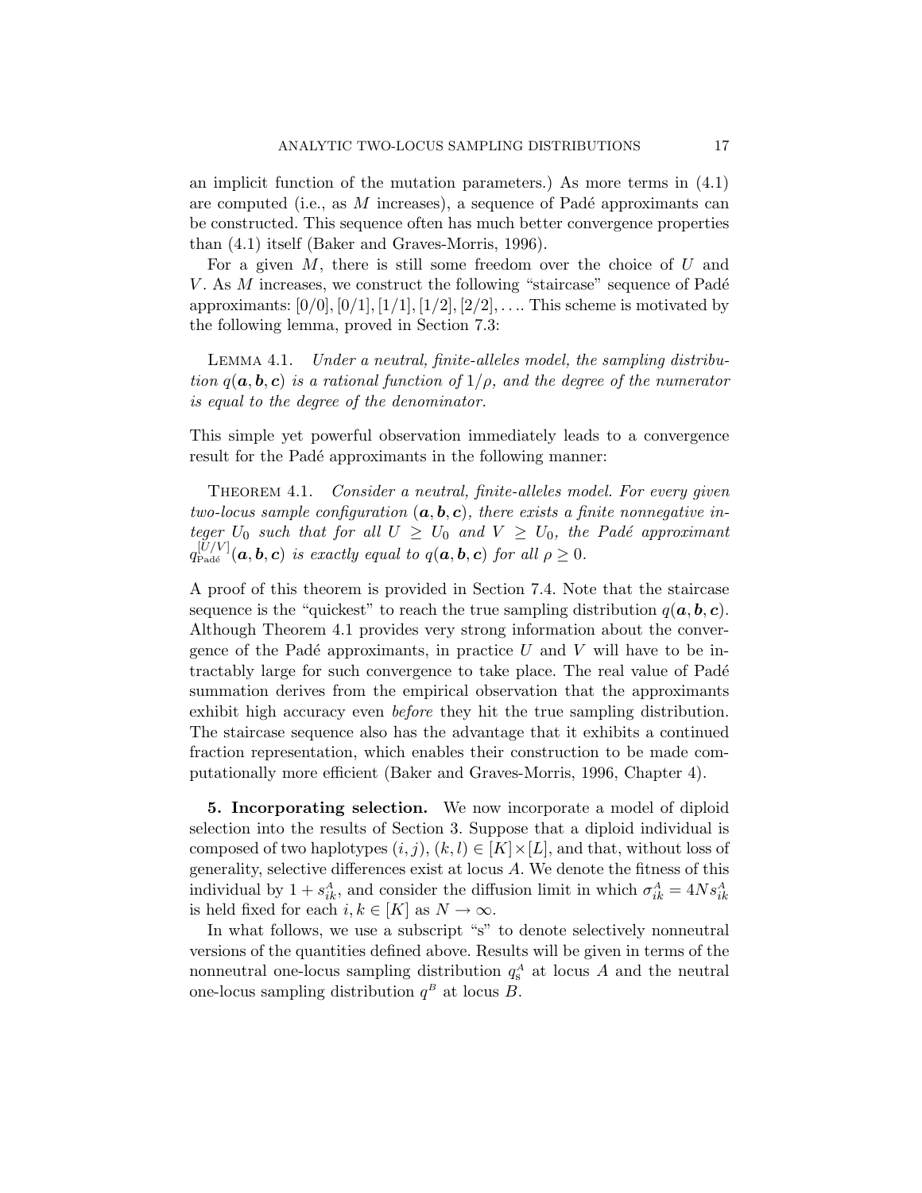an implicit function of the mutation parameters.) As more terms in (4.1) are computed (i.e., as $M$ increases), a sequence of Padé approximants can be constructed. This sequence often has much better convergence properties than (4.1) itself (Baker and Graves-Morris, 1996).

For a given $M$, there is still some freedom over the choice of $U$ and $V$. As $M$ increases, we construct the following "staircase" sequence of Padé approximants: $[0/0], [0/1], [1/1], [1/2], [2/2], \ldots$. This scheme is motivated by the following lemma, proved in Section 7.3:

LEMMA 4.1. *Under a neutral, finite-alleles model, the sampling distribution $q(\boldsymbol{a}, \boldsymbol{b}, \boldsymbol{c})$ is a rational function of $1/\rho$, and the degree of the numerator is equal to the degree of the denominator.*

This simple yet powerful observation immediately leads to a convergence result for the Padé approximants in the following manner:

THEOREM 4.1. *Consider a neutral, finite-alleles model. For every given two-locus sample configuration $(\boldsymbol{a}, \boldsymbol{b}, \boldsymbol{c})$, there exists a finite nonnegative integer $U_0$ such that for all $U \geq U_0$ and $V \geq U_0$, the Padé approximant $q_{\text{Padé}}^{[U/V]}(\boldsymbol{a}, \boldsymbol{b}, \boldsymbol{c})$ is exactly equal to $q(\boldsymbol{a}, \boldsymbol{b}, \boldsymbol{c})$ for all $\rho \geq 0$.*

A proof of this theorem is provided in Section 7.4. Note that the staircase sequence is the "quickest" to reach the true sampling distribution $q(\boldsymbol{a}, \boldsymbol{b}, \boldsymbol{c})$. Although Theorem 4.1 provides very strong information about the convergence of the Padé approximants, in practice $U$ and $V$ will have to be intractably large for such convergence to take place. The real value of Padé summation derives from the empirical observation that the approximants exhibit high accuracy even *before* they hit the true sampling distribution. The staircase sequence also has the advantage that it exhibits a continued fraction representation, which enables their construction to be made computationally more efficient (Baker and Graves-Morris, 1996, Chapter 4).

**5. Incorporating selection.** We now incorporate a model of diploid selection into the results of Section 3. Suppose that a diploid individual is composed of two haplotypes $(i, j), (k, l) \in [K] \times [L]$, and that, without loss of generality, selective differences exist at locus $A$. We denote the fitness of this individual by $1 + s_{ik}^A$, and consider the diffusion limit in which $\sigma_{ik}^A = 4Ns_{ik}^A$ is held fixed for each $i, k \in [K]$ as $N \to \infty$.

In what follows, we use a subscript "s" to denote selectively nonneutral versions of the quantities defined above. Results will be given in terms of the nonneutral one-locus sampling distribution $q_{\text{s}}^A$ at locus $A$ and the neutral one-locus sampling distribution $q^B$ at locus $B$.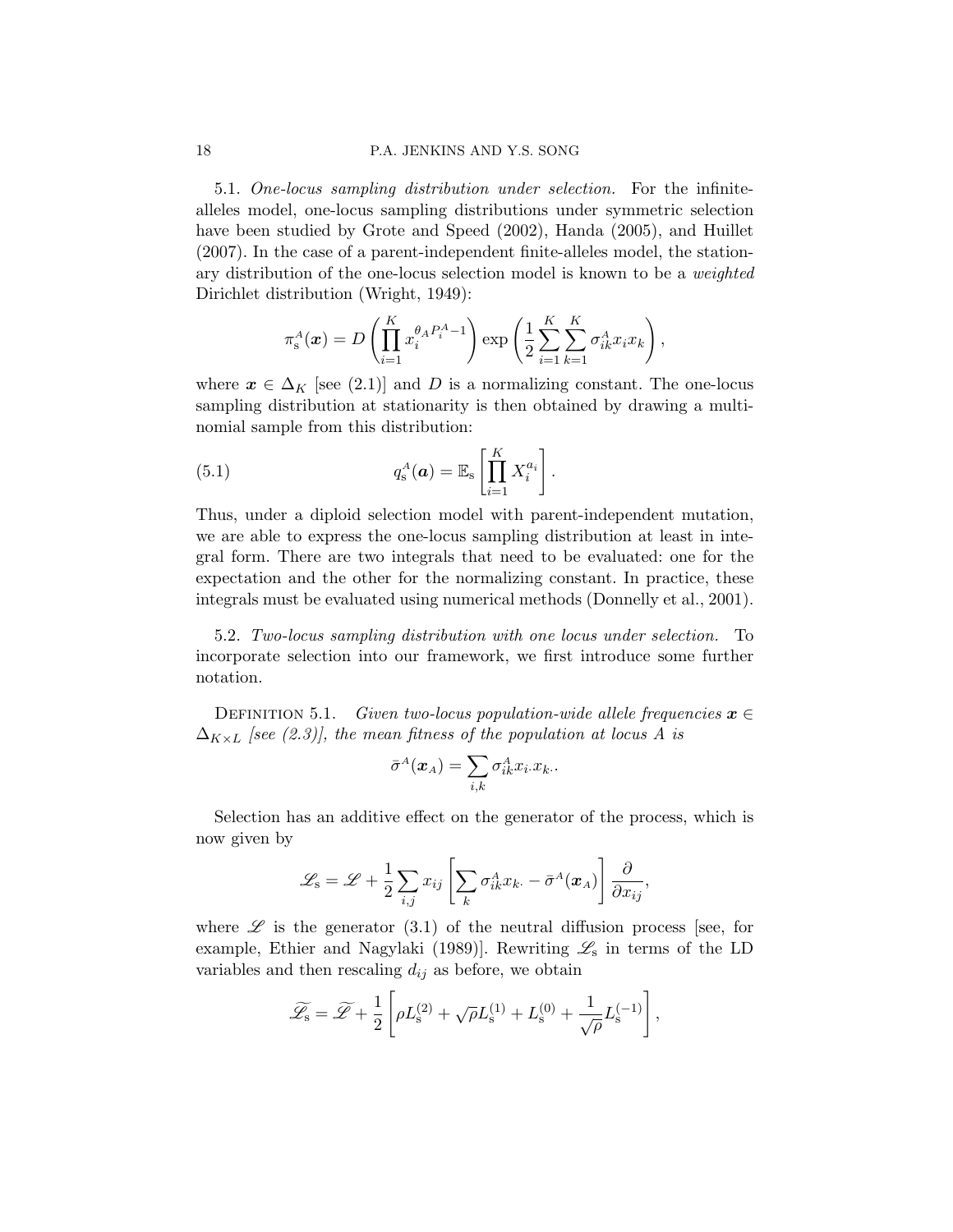5.1. *One-locus sampling distribution under selection.* For the infinite-alleles model, one-locus sampling distributions under symmetric selection have been studied by Grote and Speed (2002), Handa (2005), and Huillet (2007). In the case of a parent-independent finite-alleles model, the stationary distribution of the one-locus selection model is known to be a *weighted* Dirichlet distribution (Wright, 1949):

$$\pi_{\mathrm{s}}^{A}(\boldsymbol{x}) = D\left(\prod_{i=1}^{K} x_i^{\theta_A P_i^A - 1}\right) \exp\left(\frac{1}{2}\sum_{i=1}^{K}\sum_{k=1}^{K} \sigma_{ik}^{A} x_i x_k\right),$$

where $\boldsymbol{x} \in \Delta_K$ [see (2.1)] and $D$ is a normalizing constant. The one-locus sampling distribution at stationarity is then obtained by drawing a multinomial sample from this distribution:

$$q_{\mathrm{s}}^{A}(\boldsymbol{a}) = \mathbb{E}_{\mathrm{s}}\left[\prod_{i=1}^{K} X_i^{a_i}\right]. \tag{5.1}$$

Thus, under a diploid selection model with parent-independent mutation, we are able to express the one-locus sampling distribution at least in integral form. There are two integrals that need to be evaluated: one for the expectation and the other for the normalizing constant. In practice, these integrals must be evaluated using numerical methods (Donnelly et al., 2001).

5.2. *Two-locus sampling distribution with one locus under selection.* To incorporate selection into our framework, we first introduce some further notation.

Definition 5.1. *Given two-locus population-wide allele frequencies $\boldsymbol{x} \in \Delta_{K\times L}$ [see (2.3)], the mean fitness of the population at locus A is*

$$\bar{\sigma}^{A}(\boldsymbol{x}_A) = \sum_{i,k} \sigma_{ik}^{A} x_{i\cdot} x_{k\cdot}.$$

Selection has an additive effect on the generator of the process, which is now given by

$$\mathscr{L}_{\mathrm{s}} = \mathscr{L} + \frac{1}{2}\sum_{i,j} x_{ij}\left[\sum_{k} \sigma_{ik}^{A} x_{k\cdot} - \bar{\sigma}^{A}(\boldsymbol{x}_A)\right]\frac{\partial}{\partial x_{ij}},$$

where $\mathscr{L}$ is the generator (3.1) of the neutral diffusion process [see, for example, Ethier and Nagylaki (1989)]. Rewriting $\mathscr{L}_{\mathrm{s}}$ in terms of the LD variables and then rescaling $d_{ij}$ as before, we obtain

$$\widetilde{\mathscr{L}_{\mathrm{s}}} = \widetilde{\mathscr{L}} + \frac{1}{2}\left[\rho L_{\mathrm{s}}^{(2)} + \sqrt{\rho} L_{\mathrm{s}}^{(1)} + L_{\mathrm{s}}^{(0)} + \frac{1}{\sqrt{\rho}} L_{\mathrm{s}}^{(-1)}\right],$$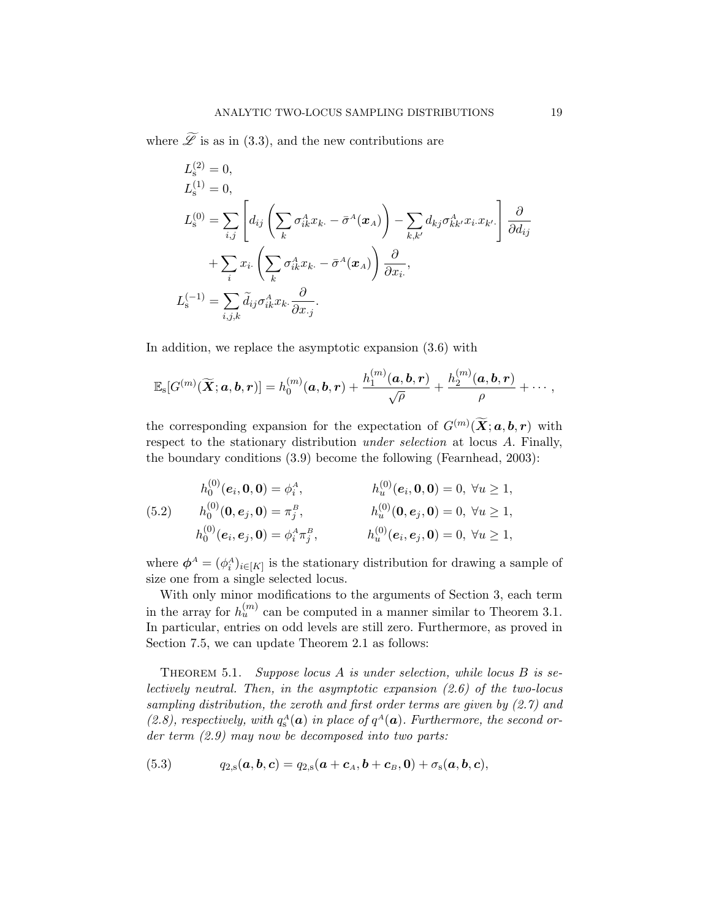where $\widetilde{\mathscr{L}}$ is as in (3.3), and the new contributions are

$$
\begin{aligned}
L_{\mathrm{s}}^{(2)} &= 0,\\
L_{\mathrm{s}}^{(1)} &= 0,\\
L_{\mathrm{s}}^{(0)} &= \sum_{i,j}\left[d_{ij}\left(\sum_k \sigma_{ik}^{A} x_{k\cdot} - \bar{\sigma}^{A}(\boldsymbol{x}_{A})\right) - \sum_{k,k'} d_{kj}\sigma_{kk'}^{A} x_{i\cdot} x_{k'\cdot}\right]\frac{\partial}{\partial d_{ij}}\\
&\quad + \sum_i x_{i\cdot}\left(\sum_k \sigma_{ik}^{A} x_{k\cdot} - \bar{\sigma}^{A}(\boldsymbol{x}_{A})\right)\frac{\partial}{\partial x_{i\cdot}},\\
L_{\mathrm{s}}^{(-1)} &= \sum_{i,j,k} \widetilde{d}_{ij}\sigma_{ik}^{A} x_{k\cdot}\frac{\partial}{\partial x_{\cdot j}}.
\end{aligned}
$$

In addition, we replace the asymptotic expansion (3.6) with

$$
\mathbb{E}_{\mathrm{s}}[G^{(m)}(\widetilde{\boldsymbol{X}};\boldsymbol{a},\boldsymbol{b},\boldsymbol{r})] = h_0^{(m)}(\boldsymbol{a},\boldsymbol{b},\boldsymbol{r}) + \frac{h_1^{(m)}(\boldsymbol{a},\boldsymbol{b},\boldsymbol{r})}{\sqrt{\rho}} + \frac{h_2^{(m)}(\boldsymbol{a},\boldsymbol{b},\boldsymbol{r})}{\rho} + \cdots,
$$

the corresponding expansion for the expectation of $G^{(m)}(\widetilde{\boldsymbol{X}};\boldsymbol{a},\boldsymbol{b},\boldsymbol{r})$ with respect to the stationary distribution *under selection* at locus $A$. Finally, the boundary conditions (3.9) become the following (Fearnhead, 2003):

$$
\begin{aligned}
h_0^{(0)}(\boldsymbol{e}_i,\boldsymbol{0},\boldsymbol{0}) &= \phi_i^{A}, & h_u^{(0)}(\boldsymbol{e}_i,\boldsymbol{0},\boldsymbol{0}) &= 0,\ \forall u\geq 1,\\
h_0^{(0)}(\boldsymbol{0},\boldsymbol{e}_j,\boldsymbol{0}) &= \pi_j^{B}, & h_u^{(0)}(\boldsymbol{0},\boldsymbol{e}_j,\boldsymbol{0}) &= 0,\ \forall u\geq 1,\\
h_0^{(0)}(\boldsymbol{e}_i,\boldsymbol{e}_j,\boldsymbol{0}) &= \phi_i^{A}\pi_j^{B}, & h_u^{(0)}(\boldsymbol{e}_i,\boldsymbol{e}_j,\boldsymbol{0}) &= 0,\ \forall u\geq 1,
\end{aligned}
\tag{5.2}
$$

where $\boldsymbol{\phi}^{A} = (\phi_i^{A})_{i\in[K]}$ is the stationary distribution for drawing a sample of size one from a single selected locus.

With only minor modifications to the arguments of Section 3, each term in the array for $h_u^{(m)}$ can be computed in a manner similar to Theorem 3.1. In particular, entries on odd levels are still zero. Furthermore, as proved in Section 7.5, we can update Theorem 2.1 as follows:

THEOREM 5.1. *Suppose locus $A$ is under selection, while locus $B$ is selectively neutral. Then, in the asymptotic expansion (2.6) of the two-locus sampling distribution, the zeroth and first order terms are given by (2.7) and (2.8), respectively, with $q_{\mathrm{s}}^{A}(\boldsymbol{a})$ in place of $q^{A}(\boldsymbol{a})$. Furthermore, the second order term (2.9) may now be decomposed into two parts:*

$$
q_{2,\mathrm{s}}(\boldsymbol{a},\boldsymbol{b},\boldsymbol{c}) = q_{2,\mathrm{s}}(\boldsymbol{a}+\boldsymbol{c}_A,\boldsymbol{b}+\boldsymbol{c}_B,\boldsymbol{0}) + \sigma_{\mathrm{s}}(\boldsymbol{a},\boldsymbol{b},\boldsymbol{c}),
\tag{5.3}
$$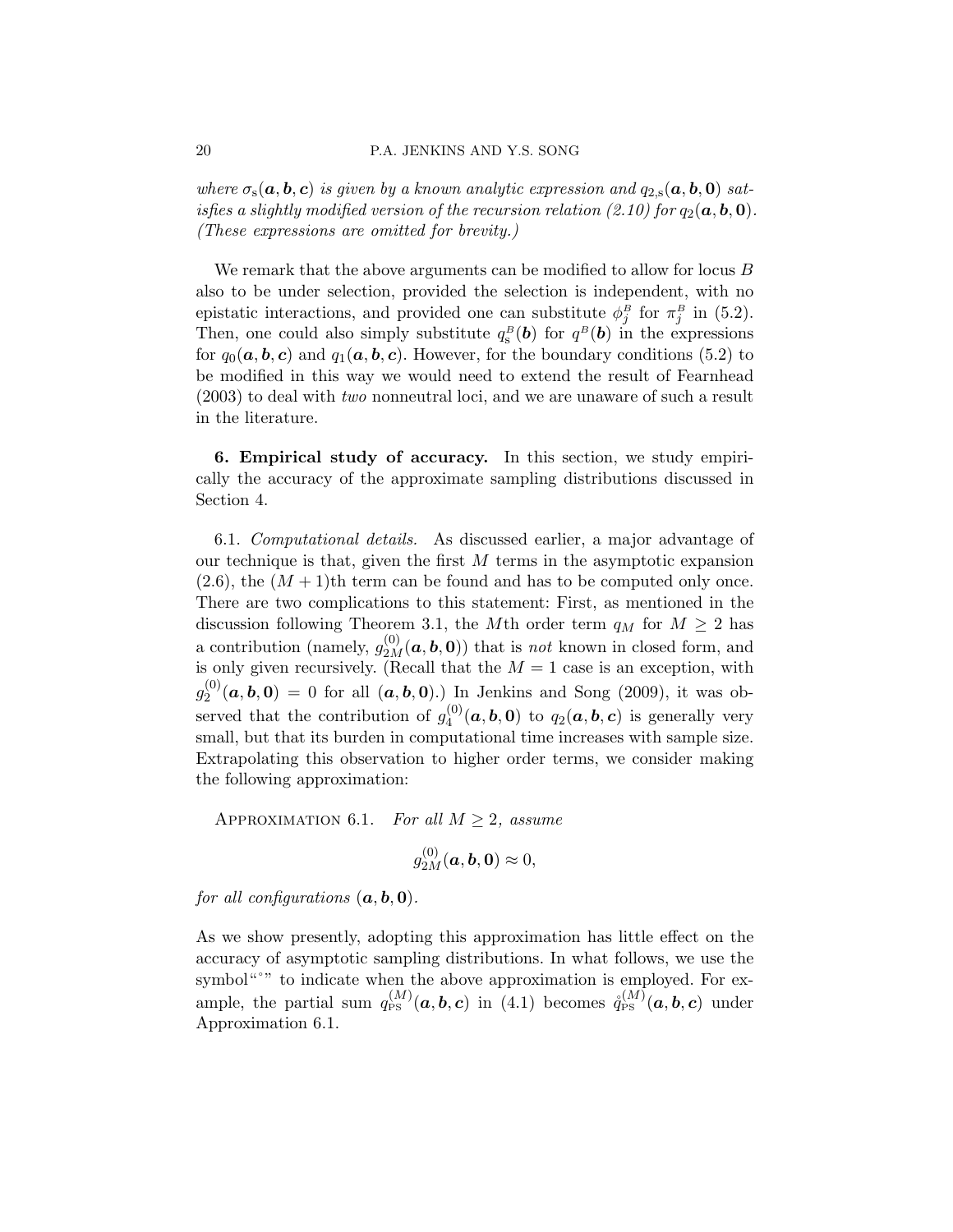*where* $\sigma_{\mathrm{s}}(\boldsymbol{a},\boldsymbol{b},\boldsymbol{c})$ *is given by a known analytic expression and* $q_{2,\mathrm{s}}(\boldsymbol{a},\boldsymbol{b},\mathbf{0})$ *satisfies a slightly modified version of the recursion relation (2.10) for* $q_2(\boldsymbol{a},\boldsymbol{b},\mathbf{0})$*. (These expressions are omitted for brevity.)*

We remark that the above arguments can be modified to allow for locus $B$ also to be under selection, provided the selection is independent, with no epistatic interactions, and provided one can substitute $\phi_j^B$ for $\pi_j^B$ in (5.2). Then, one could also simply substitute $q_{\mathrm{s}}^B(\boldsymbol{b})$ for $q^B(\boldsymbol{b})$ in the expressions for $q_0(\boldsymbol{a},\boldsymbol{b},\boldsymbol{c})$ and $q_1(\boldsymbol{a},\boldsymbol{b},\boldsymbol{c})$. However, for the boundary conditions (5.2) to be modified in this way we would need to extend the result of Fearnhead (2003) to deal with *two* nonneutral loci, and we are unaware of such a result in the literature.

## 6. Empirical study of accuracy.

In this section, we study empirically the accuracy of the approximate sampling distributions discussed in Section 4.

6.1. *Computational details.* As discussed earlier, a major advantage of our technique is that, given the first $M$ terms in the asymptotic expansion (2.6), the $(M+1)$th term can be found and has to be computed only once. There are two complications to this statement: First, as mentioned in the discussion following Theorem 3.1, the $M$th order term $q_M$ for $M \geq 2$ has a contribution (namely, $g_{2M}^{(0)}(\boldsymbol{a},\boldsymbol{b},\mathbf{0})$) that is *not* known in closed form, and is only given recursively. (Recall that the $M=1$ case is an exception, with $g_2^{(0)}(\boldsymbol{a},\boldsymbol{b},\mathbf{0}) = 0$ for all $(\boldsymbol{a},\boldsymbol{b},\mathbf{0})$.) In Jenkins and Song (2009), it was observed that the contribution of $g_4^{(0)}(\boldsymbol{a},\boldsymbol{b},\mathbf{0})$ to $q_2(\boldsymbol{a},\boldsymbol{b},\boldsymbol{c})$ is generally very small, but that its burden in computational time increases with sample size. Extrapolating this observation to higher order terms, we consider making the following approximation:

APPROXIMATION 6.1. *For all* $M \geq 2$*, assume*

$$g_{2M}^{(0)}(\boldsymbol{a},\boldsymbol{b},\mathbf{0}) \approx 0,$$

*for all configurations* $(\boldsymbol{a},\boldsymbol{b},\mathbf{0})$.

As we show presently, adopting this approximation has little effect on the accuracy of asymptotic sampling distributions. In what follows, we use the symbol "$\circ$" to indicate when the above approximation is employed. For example, the partial sum $q_{\mathrm{PS}}^{(M)}(\boldsymbol{a},\boldsymbol{b},\boldsymbol{c})$ in (4.1) becomes $\mathring{q}_{\mathrm{PS}}^{(M)}(\boldsymbol{a},\boldsymbol{b},\boldsymbol{c})$ under Approximation 6.1.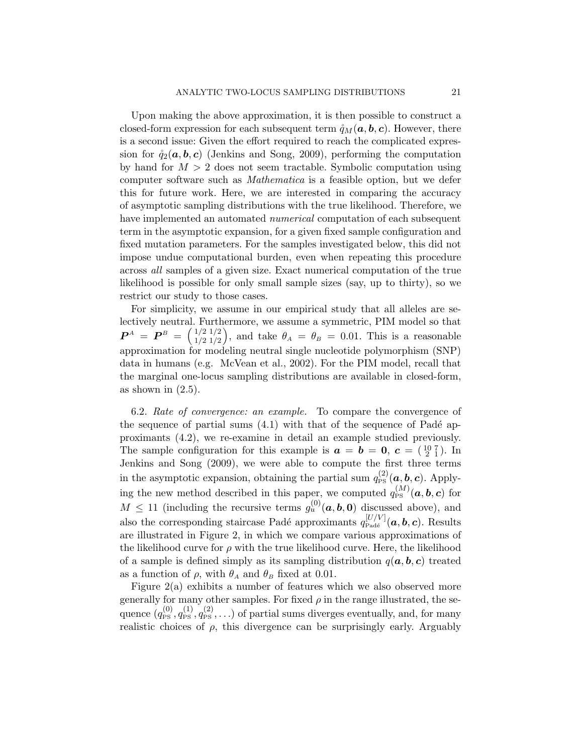Upon making the above approximation, it is then possible to construct a closed-form expression for each subsequent term $\mathring{q}_M(\boldsymbol{a}, \boldsymbol{b}, \boldsymbol{c})$. However, there is a second issue: Given the effort required to reach the complicated expression for $\mathring{q}_2(\boldsymbol{a}, \boldsymbol{b}, \boldsymbol{c})$ (Jenkins and Song, 2009), performing the computation by hand for $M > 2$ does not seem tractable. Symbolic computation using computer software such as *Mathematica* is a feasible option, but we defer this for future work. Here, we are interested in comparing the accuracy of asymptotic sampling distributions with the true likelihood. Therefore, we have implemented an automated *numerical* computation of each subsequent term in the asymptotic expansion, for a given fixed sample configuration and fixed mutation parameters. For the samples investigated below, this did not impose undue computational burden, even when repeating this procedure across *all* samples of a given size. Exact numerical computation of the true likelihood is possible for only small sample sizes (say, up to thirty), so we restrict our study to those cases.

For simplicity, we assume in our empirical study that all alleles are selectively neutral. Furthermore, we assume a symmetric, PIM model so that $\boldsymbol{P}^A = \boldsymbol{P}^B = \begin{pmatrix} 1/2 & 1/2 \\ 1/2 & 1/2 \end{pmatrix}$, and take $\theta_A = \theta_B = 0.01$. This is a reasonable approximation for modeling neutral single nucleotide polymorphism (SNP) data in humans (e.g. McVean et al., 2002). For the PIM model, recall that the marginal one-locus sampling distributions are available in closed-form, as shown in (2.5).

6.2. *Rate of convergence: an example.* To compare the convergence of the sequence of partial sums (4.1) with that of the sequence of Padé approximants (4.2), we re-examine in detail an example studied previously. The sample configuration for this example is $\boldsymbol{a} = \boldsymbol{b} = \boldsymbol{0}$, $\boldsymbol{c} = \begin{pmatrix} 10 & 7 \\ 2 & 1 \end{pmatrix}$. In Jenkins and Song (2009), we were able to compute the first three terms in the asymptotic expansion, obtaining the partial sum $q_{\text{PS}}^{(2)}(\boldsymbol{a}, \boldsymbol{b}, \boldsymbol{c})$. Applying the new method described in this paper, we computed $q_{\text{PS}}^{(M)}(\boldsymbol{a}, \boldsymbol{b}, \boldsymbol{c})$ for $M \leq 11$ (including the recursive terms $g_u^{(0)}(\boldsymbol{a}, \boldsymbol{b}, \boldsymbol{0})$ discussed above), and also the corresponding staircase Padé approximants $q_{\text{Padé}}^{[U/V]}(\boldsymbol{a}, \boldsymbol{b}, \boldsymbol{c})$. Results are illustrated in Figure 2, in which we compare various approximations of the likelihood curve for $\rho$ with the true likelihood curve. Here, the likelihood of a sample is defined simply as its sampling distribution $q(\boldsymbol{a}, \boldsymbol{b}, \boldsymbol{c})$ treated as a function of $\rho$, with $\theta_A$ and $\theta_B$ fixed at 0.01.

Figure 2(a) exhibits a number of features which we also observed more generally for many other samples. For fixed $\rho$ in the range illustrated, the sequence $(q_{\text{PS}}^{(0)}, q_{\text{PS}}^{(1)}, q_{\text{PS}}^{(2)}, \ldots)$ of partial sums diverges eventually, and, for many realistic choices of $\rho$, this divergence can be surprisingly early. Arguably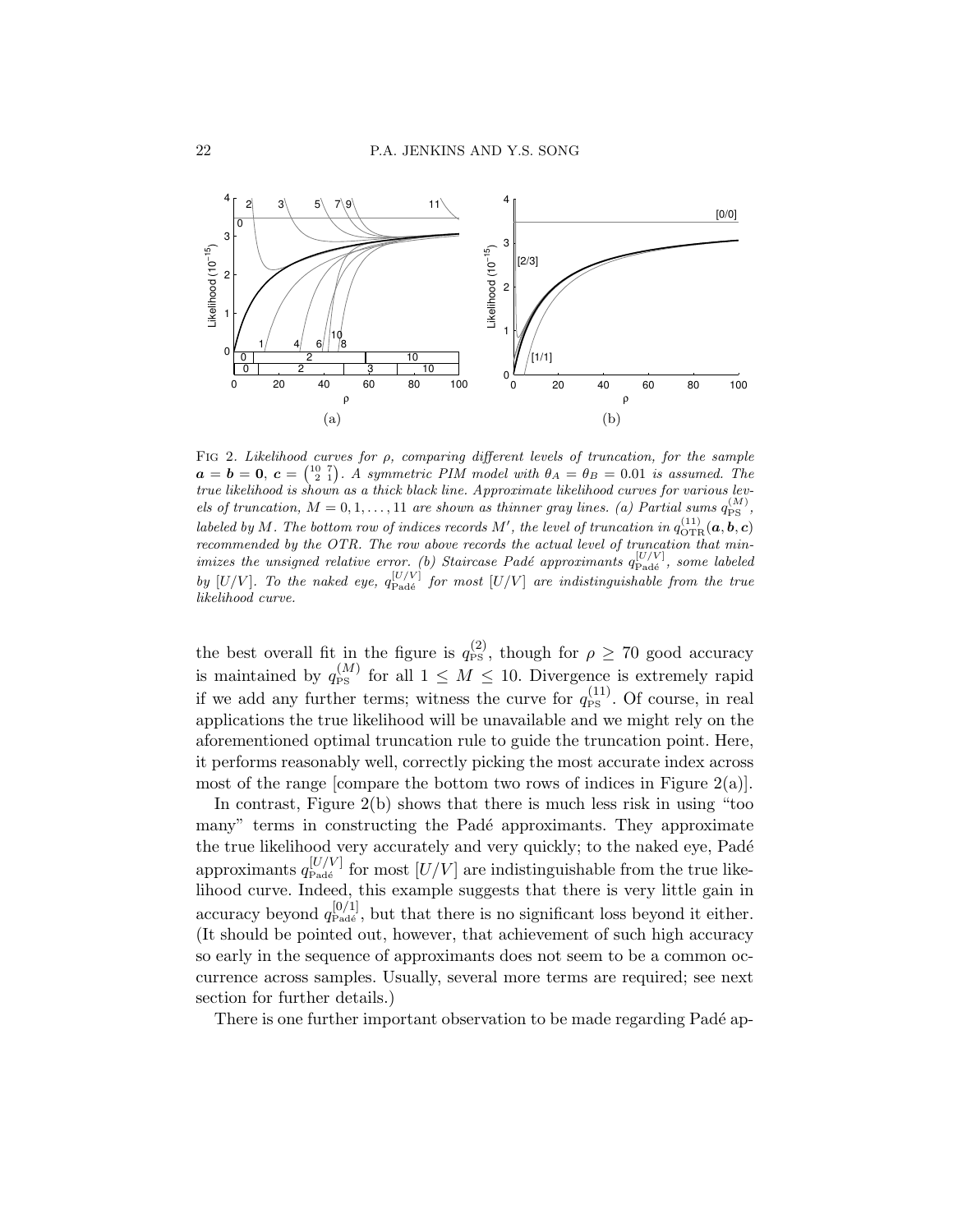FIG 2. *Likelihood curves for $\rho$, comparing different levels of truncation, for the sample $\boldsymbol{a} = \boldsymbol{b} = \boldsymbol{0}$, $\boldsymbol{c} = \binom{10\ 7}{2\ 1}$. A symmetric PIM model with $\theta_A = \theta_B = 0.01$ is assumed. The true likelihood is shown as a thick black line. Approximate likelihood curves for various levels of truncation, $M = 0, 1, \ldots, 11$ are shown as thinner gray lines. (a) Partial sums $q_{\mathrm{PS}}^{(M)}$, labeled by $M$. The bottom row of indices records $M'$, the level of truncation in $q_{\mathrm{OTR}}^{(11)}(\boldsymbol{a}, \boldsymbol{b}, \boldsymbol{c})$ recommended by the OTR. The row above records the actual level of truncation that minimizes the unsigned relative error. (b) Staircase Padé approximants $q_{\mathrm{Padé}}^{[U/V]}$, some labeled by $[U/V]$. To the naked eye, $q_{\mathrm{Padé}}^{[U/V]}$ for most $[U/V]$ are indistinguishable from the true likelihood curve.*

the best overall fit in the figure is $q_{\mathrm{PS}}^{(2)}$, though for $\rho \geq 70$ good accuracy is maintained by $q_{\mathrm{PS}}^{(M)}$ for all $1 \leq M \leq 10$. Divergence is extremely rapid if we add any further terms; witness the curve for $q_{\mathrm{PS}}^{(11)}$. Of course, in real applications the true likelihood will be unavailable and we might rely on the aforementioned optimal truncation rule to guide the truncation point. Here, it performs reasonably well, correctly picking the most accurate index across most of the range [compare the bottom two rows of indices in Figure 2(a)].

In contrast, Figure 2(b) shows that there is much less risk in using "too many" terms in constructing the Padé approximants. They approximate the true likelihood very accurately and very quickly; to the naked eye, Padé approximants $q_{\mathrm{Padé}}^{[U/V]}$ for most $[U/V]$ are indistinguishable from the true likelihood curve. Indeed, this example suggests that there is very little gain in accuracy beyond $q_{\mathrm{Padé}}^{[0/1]}$, but that there is no significant loss beyond it either. (It should be pointed out, however, that achievement of such high accuracy so early in the sequence of approximants does not seem to be a common occurrence across samples. Usually, several more terms are required; see next section for further details.)

There is one further important observation to be made regarding Padé ap-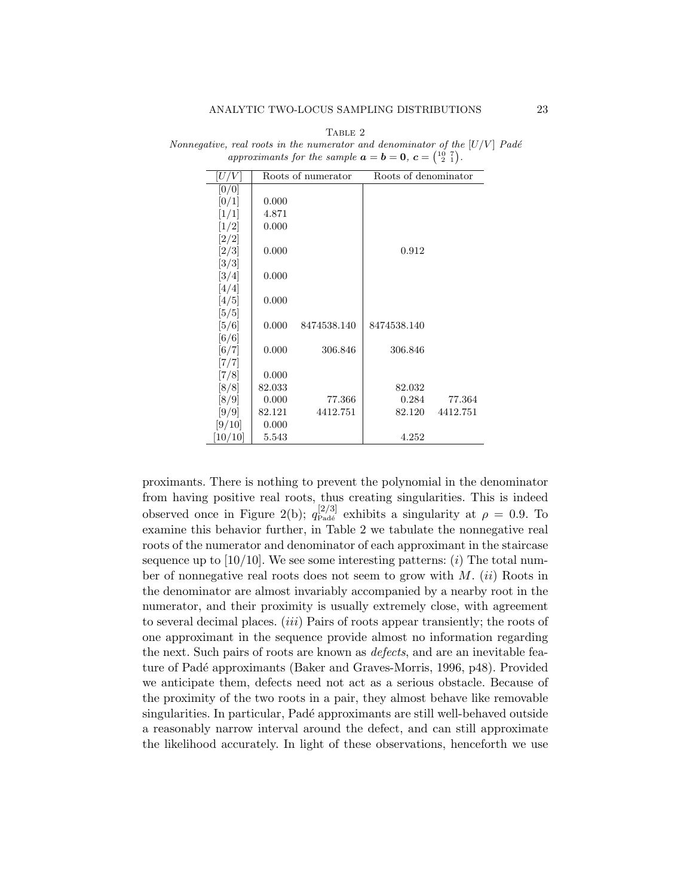TABLE 2

*Nonnegative, real roots in the numerator and denominator of the* $[U/V]$ *Padé approximants for the sample* $\boldsymbol{a} = \boldsymbol{b} = \boldsymbol{0}$*,* $\boldsymbol{c} = \begin{pmatrix} 10 & 7 \\ 2 & 1 \end{pmatrix}$*.*

| $[U/V]$ | Roots of numerator | | Roots of denominator | |
|---|---|---|---|---|
| [0/0] | | | | |
| [0/1] | 0.000 | | | |
| [1/1] | 4.871 | | | |
| [1/2] | 0.000 | | | |
| [2/2] | | | | |
| [2/3] | 0.000 | | 0.912 | |
| [3/3] | | | | |
| [3/4] | 0.000 | | | |
| [4/4] | | | | |
| [4/5] | 0.000 | | | |
| [5/5] | | | | |
| [5/6] | 0.000 | 8474538.140 | 8474538.140 | |
| [6/6] | | | | |
| [6/7] | 0.000 | 306.846 | 306.846 | |
| [7/7] | | | | |
| [7/8] | 0.000 | | | |
| [8/8] | 82.033 | | 82.032 | |
| [8/9] | 0.000 | 77.366 | 0.284 | 77.364 |
| [9/9] | 82.121 | 4412.751 | 82.120 | 4412.751 |
| [9/10] | 0.000 | | | |
| [10/10] | 5.543 | | 4.252 | |

proximants. There is nothing to prevent the polynomial in the denominator from having positive real roots, thus creating singularities. This is indeed observed once in Figure 2(b); $q_{\text{Padé}}^{[2/3]}$ exhibits a singularity at $\rho = 0.9$. To examine this behavior further, in Table 2 we tabulate the nonnegative real roots of the numerator and denominator of each approximant in the staircase sequence up to $[10/10]$. We see some interesting patterns: $(i)$ The total number of nonnegative real roots does not seem to grow with $M$. $(ii)$ Roots in the denominator are almost invariably accompanied by a nearby root in the numerator, and their proximity is usually extremely close, with agreement to several decimal places. $(iii)$ Pairs of roots appear transiently; the roots of one approximant in the sequence provide almost no information regarding the next. Such pairs of roots are known as *defects*, and are an inevitable feature of Padé approximants (Baker and Graves-Morris, 1996, p48). Provided we anticipate them, defects need not act as a serious obstacle. Because of the proximity of the two roots in a pair, they almost behave like removable singularities. In particular, Padé approximants are still well-behaved outside a reasonably narrow interval around the defect, and can still approximate the likelihood accurately. In light of these observations, henceforth we use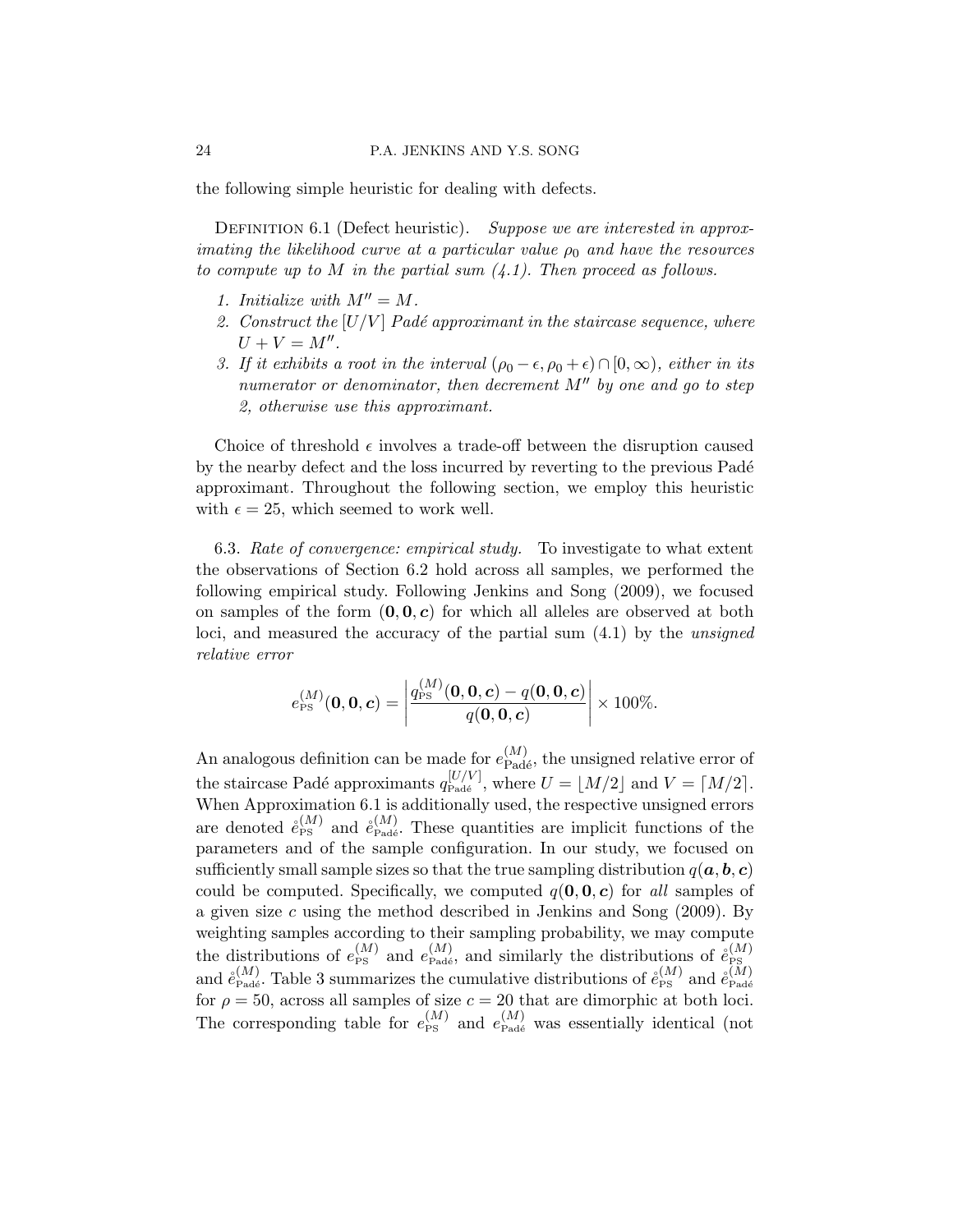the following simple heuristic for dealing with defects.

Definition 6.1 (Defect heuristic). *Suppose we are interested in approximating the likelihood curve at a particular value $\rho_0$ and have the resources to compute up to $M$ in the partial sum (4.1). Then proceed as follows.*

1. *Initialize with $M'' = M$.*
2. *Construct the $[U/V]$ Padé approximant in the staircase sequence, where $U + V = M''$.*
3. *If it exhibits a root in the interval $(\rho_0 - \epsilon, \rho_0 + \epsilon) \cap [0, \infty)$, either in its numerator or denominator, then decrement $M''$ by one and go to step 2, otherwise use this approximant.*

Choice of threshold $\epsilon$ involves a trade-off between the disruption caused by the nearby defect and the loss incurred by reverting to the previous Padé approximant. Throughout the following section, we employ this heuristic with $\epsilon = 25$, which seemed to work well.

6.3. *Rate of convergence: empirical study.* To investigate to what extent the observations of Section 6.2 hold across all samples, we performed the following empirical study. Following Jenkins and Song (2009), we focused on samples of the form $(\mathbf{0}, \mathbf{0}, \boldsymbol{c})$ for which all alleles are observed at both loci, and measured the accuracy of the partial sum (4.1) by the *unsigned relative error*

$$e_{\text{PS}}^{(M)}(\mathbf{0}, \mathbf{0}, \boldsymbol{c}) = \left| \frac{q_{\text{PS}}^{(M)}(\mathbf{0}, \mathbf{0}, \boldsymbol{c}) - q(\mathbf{0}, \mathbf{0}, \boldsymbol{c})}{q(\mathbf{0}, \mathbf{0}, \boldsymbol{c})} \right| \times 100\%.$$

An analogous definition can be made for $e_{\text{Padé}}^{(M)}$, the unsigned relative error of the staircase Padé approximants $q_{\text{Padé}}^{[U/V]}$, where $U = \lfloor M/2 \rfloor$ and $V = \lceil M/2 \rceil$. When Approximation 6.1 is additionally used, the respective unsigned errors are denoted $\mathring{e}_{\text{PS}}^{(M)}$ and $\mathring{e}_{\text{Padé}}^{(M)}$. These quantities are implicit functions of the parameters and of the sample configuration. In our study, we focused on sufficiently small sample sizes so that the true sampling distribution $q(\boldsymbol{a}, \boldsymbol{b}, \boldsymbol{c})$ could be computed. Specifically, we computed $q(\mathbf{0}, \mathbf{0}, \boldsymbol{c})$ for *all* samples of a given size $c$ using the method described in Jenkins and Song (2009). By weighting samples according to their sampling probability, we may compute the distributions of $e_{\text{PS}}^{(M)}$ and $e_{\text{Padé}}^{(M)}$, and similarly the distributions of $\mathring{e}_{\text{PS}}^{(M)}$ and $\mathring{e}_{\text{Padé}}^{(M)}$. Table 3 summarizes the cumulative distributions of $\mathring{e}_{\text{PS}}^{(M)}$ and $\mathring{e}_{\text{Padé}}^{(M)}$ for $\rho = 50$, across all samples of size $c = 20$ that are dimorphic at both loci. The corresponding table for $e_{\text{PS}}^{(M)}$ and $e_{\text{Padé}}^{(M)}$ was essentially identical (not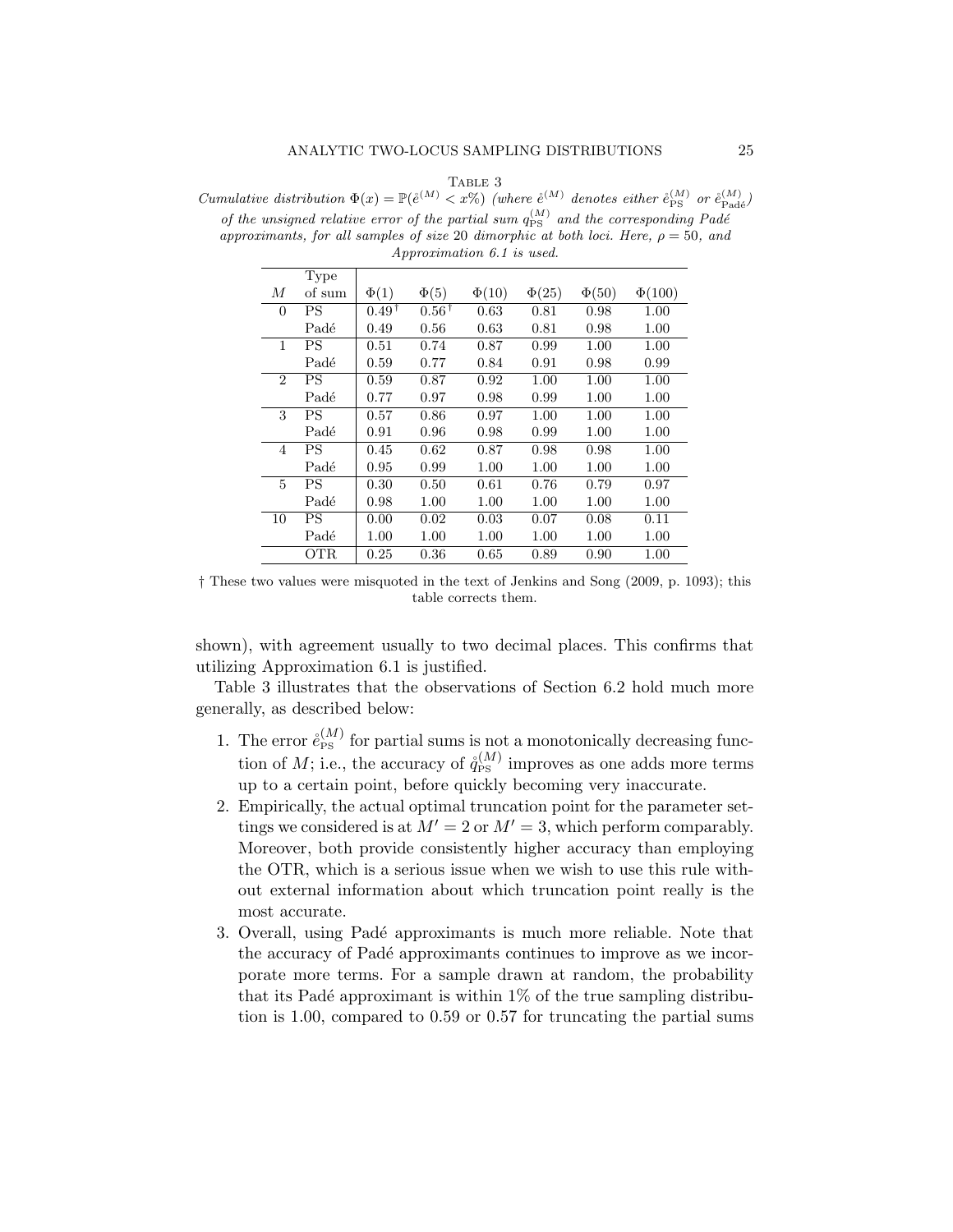Table 3

*Cumulative distribution $\Phi(x) = \mathbb{P}(\mathring{e}^{(M)} < x\%)$ (where $\mathring{e}^{(M)}$ denotes either $\mathring{e}_{\mathrm{PS}}^{(M)}$ or $\mathring{e}_{\mathrm{Padé}}^{(M)}$) of the unsigned relative error of the partial sum $q_{\mathrm{PS}}^{(M)}$ and the corresponding Padé approximants, for all samples of size 20 dimorphic at both loci. Here, $\rho = 50$, and Approximation 6.1 is used.*

| $M$ | Type of sum | $\Phi(1)$ | $\Phi(5)$ | $\Phi(10)$ | $\Phi(25)$ | $\Phi(50)$ | $\Phi(100)$ |
|---|---|---|---|---|---|---|---|
| 0 | PS | 0.49† | 0.56† | 0.63 | 0.81 | 0.98 | 1.00 |
| | Padé | 0.49 | 0.56 | 0.63 | 0.81 | 0.98 | 1.00 |
| 1 | PS | 0.51 | 0.74 | 0.87 | 0.99 | 1.00 | 1.00 |
| | Padé | 0.59 | 0.77 | 0.84 | 0.91 | 0.98 | 0.99 |
| 2 | PS | 0.59 | 0.87 | 0.92 | 1.00 | 1.00 | 1.00 |
| | Padé | 0.77 | 0.97 | 0.98 | 0.99 | 1.00 | 1.00 |
| 3 | PS | 0.57 | 0.86 | 0.97 | 1.00 | 1.00 | 1.00 |
| | Padé | 0.91 | 0.96 | 0.98 | 0.99 | 1.00 | 1.00 |
| 4 | PS | 0.45 | 0.62 | 0.87 | 0.98 | 0.98 | 1.00 |
| | Padé | 0.95 | 0.99 | 1.00 | 1.00 | 1.00 | 1.00 |
| 5 | PS | 0.30 | 0.50 | 0.61 | 0.76 | 0.79 | 0.97 |
| | Padé | 0.98 | 1.00 | 1.00 | 1.00 | 1.00 | 1.00 |
| 10 | PS | 0.00 | 0.02 | 0.03 | 0.07 | 0.08 | 0.11 |
| | Padé | 1.00 | 1.00 | 1.00 | 1.00 | 1.00 | 1.00 |
| | OTR | 0.25 | 0.36 | 0.65 | 0.89 | 0.90 | 1.00 |

† These two values were misquoted in the text of Jenkins and Song (2009, p. 1093); this table corrects them.

shown), with agreement usually to two decimal places. This confirms that utilizing Approximation 6.1 is justified.

Table 3 illustrates that the observations of Section 6.2 hold much more generally, as described below:

1. The error $\mathring{e}_{\mathrm{PS}}^{(M)}$ for partial sums is not a monotonically decreasing function of $M$; i.e., the accuracy of $\mathring{q}_{\mathrm{PS}}^{(M)}$ improves as one adds more terms up to a certain point, before quickly becoming very inaccurate.
2. Empirically, the actual optimal truncation point for the parameter settings we considered is at $M' = 2$ or $M' = 3$, which perform comparably. Moreover, both provide consistently higher accuracy than employing the OTR, which is a serious issue when we wish to use this rule without external information about which truncation point really is the most accurate.
3. Overall, using Padé approximants is much more reliable. Note that the accuracy of Padé approximants continues to improve as we incorporate more terms. For a sample drawn at random, the probability that its Padé approximant is within 1% of the true sampling distribution is 1.00, compared to 0.59 or 0.57 for truncating the partial sums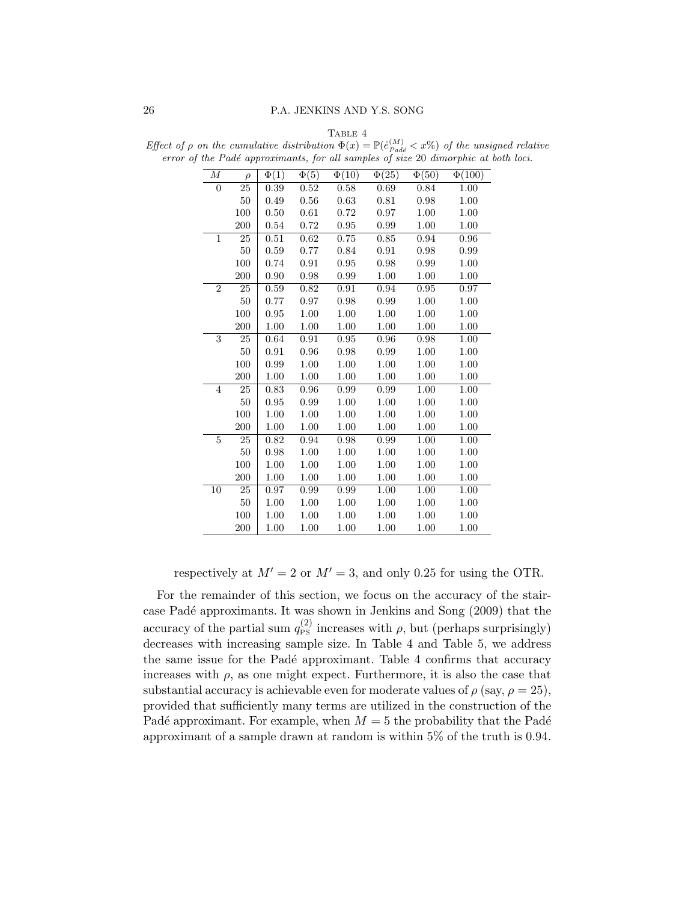TABLE 4

*Effect of $\rho$ on the cumulative distribution $\Phi(x) = \mathbb{P}(\hat{e}^{(M)}_{Padé} < x\%)$ of the unsigned relative error of the Padé approximants, for all samples of size 20 dimorphic at both loci.*

| $M$ | $\rho$ | $\Phi(1)$ | $\Phi(5)$ | $\Phi(10)$ | $\Phi(25)$ | $\Phi(50)$ | $\Phi(100)$ |
|---|---|---|---|---|---|---|---|
| 0 | 25 | 0.39 | 0.52 | 0.58 | 0.69 | 0.84 | 1.00 |
| | 50 | 0.49 | 0.56 | 0.63 | 0.81 | 0.98 | 1.00 |
| | 100 | 0.50 | 0.61 | 0.72 | 0.97 | 1.00 | 1.00 |
| | 200 | 0.54 | 0.72 | 0.95 | 0.99 | 1.00 | 1.00 |
| 1 | 25 | 0.51 | 0.62 | 0.75 | 0.85 | 0.94 | 0.96 |
| | 50 | 0.59 | 0.77 | 0.84 | 0.91 | 0.98 | 0.99 |
| | 100 | 0.74 | 0.91 | 0.95 | 0.98 | 0.99 | 1.00 |
| | 200 | 0.90 | 0.98 | 0.99 | 1.00 | 1.00 | 1.00 |
| 2 | 25 | 0.59 | 0.82 | 0.91 | 0.94 | 0.95 | 0.97 |
| | 50 | 0.77 | 0.97 | 0.98 | 0.99 | 1.00 | 1.00 |
| | 100 | 0.95 | 1.00 | 1.00 | 1.00 | 1.00 | 1.00 |
| | 200 | 1.00 | 1.00 | 1.00 | 1.00 | 1.00 | 1.00 |
| 3 | 25 | 0.64 | 0.91 | 0.95 | 0.96 | 0.98 | 1.00 |
| | 50 | 0.91 | 0.96 | 0.98 | 0.99 | 1.00 | 1.00 |
| | 100 | 0.99 | 1.00 | 1.00 | 1.00 | 1.00 | 1.00 |
| | 200 | 1.00 | 1.00 | 1.00 | 1.00 | 1.00 | 1.00 |
| 4 | 25 | 0.83 | 0.96 | 0.99 | 0.99 | 1.00 | 1.00 |
| | 50 | 0.95 | 0.99 | 1.00 | 1.00 | 1.00 | 1.00 |
| | 100 | 1.00 | 1.00 | 1.00 | 1.00 | 1.00 | 1.00 |
| | 200 | 1.00 | 1.00 | 1.00 | 1.00 | 1.00 | 1.00 |
| 5 | 25 | 0.82 | 0.94 | 0.98 | 0.99 | 1.00 | 1.00 |
| | 50 | 0.98 | 1.00 | 1.00 | 1.00 | 1.00 | 1.00 |
| | 100 | 1.00 | 1.00 | 1.00 | 1.00 | 1.00 | 1.00 |
| | 200 | 1.00 | 1.00 | 1.00 | 1.00 | 1.00 | 1.00 |
| 10 | 25 | 0.97 | 0.99 | 0.99 | 1.00 | 1.00 | 1.00 |
| | 50 | 1.00 | 1.00 | 1.00 | 1.00 | 1.00 | 1.00 |
| | 100 | 1.00 | 1.00 | 1.00 | 1.00 | 1.00 | 1.00 |
| | 200 | 1.00 | 1.00 | 1.00 | 1.00 | 1.00 | 1.00 |

respectively at $M' = 2$ or $M' = 3$, and only 0.25 for using the OTR.

For the remainder of this section, we focus on the accuracy of the staircase Padé approximants. It was shown in Jenkins and Song (2009) that the accuracy of the partial sum $q^{(2)}_{\text{PS}}$ increases with $\rho$, but (perhaps surprisingly) decreases with increasing sample size. In Table 4 and Table 5, we address the same issue for the Padé approximant. Table 4 confirms that accuracy increases with $\rho$, as one might expect. Furthermore, it is also the case that substantial accuracy is achievable even for moderate values of $\rho$ (say, $\rho = 25$), provided that sufficiently many terms are utilized in the construction of the Padé approximant. For example, when $M = 5$ the probability that the Padé approximant of a sample drawn at random is within 5% of the truth is 0.94.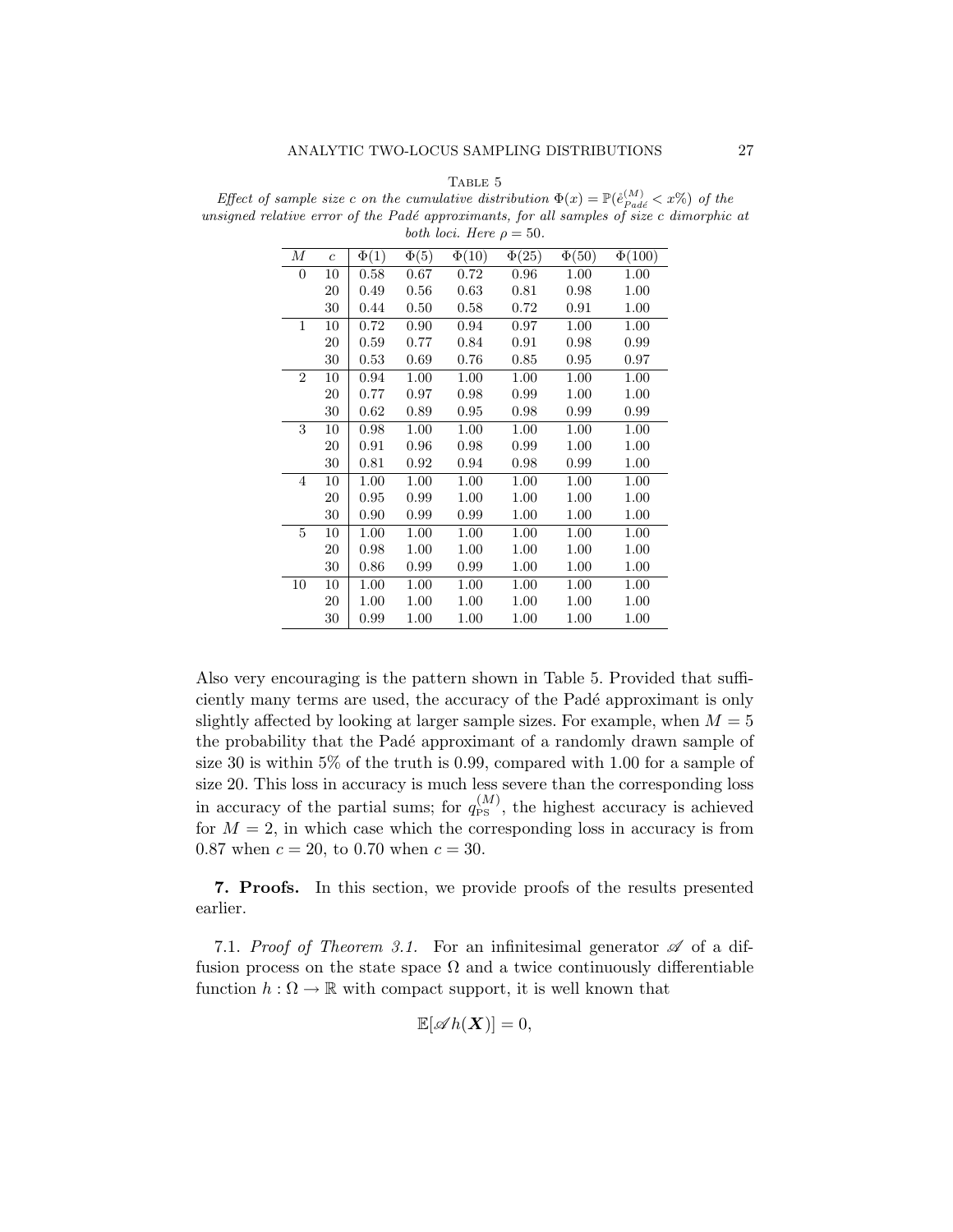Table 5

*Effect of sample size $c$ on the cumulative distribution $\Phi(x) = \mathbb{P}(\dot{e}^{(M)}_{Padé} < x\%)$ of the unsigned relative error of the Padé approximants, for all samples of size $c$ dimorphic at both loci. Here $\rho = 50$.*

| $M$ | $c$ | $\Phi(1)$ | $\Phi(5)$ | $\Phi(10)$ | $\Phi(25)$ | $\Phi(50)$ | $\Phi(100)$ |
|---|---|---|---|---|---|---|---|
| 0 | 10 | 0.58 | 0.67 | 0.72 | 0.96 | 1.00 | 1.00 |
| | 20 | 0.49 | 0.56 | 0.63 | 0.81 | 0.98 | 1.00 |
| | 30 | 0.44 | 0.50 | 0.58 | 0.72 | 0.91 | 1.00 |
| 1 | 10 | 0.72 | 0.90 | 0.94 | 0.97 | 1.00 | 1.00 |
| | 20 | 0.59 | 0.77 | 0.84 | 0.91 | 0.98 | 0.99 |
| | 30 | 0.53 | 0.69 | 0.76 | 0.85 | 0.95 | 0.97 |
| 2 | 10 | 0.94 | 1.00 | 1.00 | 1.00 | 1.00 | 1.00 |
| | 20 | 0.77 | 0.97 | 0.98 | 0.99 | 1.00 | 1.00 |
| | 30 | 0.62 | 0.89 | 0.95 | 0.98 | 0.99 | 0.99 |
| 3 | 10 | 0.98 | 1.00 | 1.00 | 1.00 | 1.00 | 1.00 |
| | 20 | 0.91 | 0.96 | 0.98 | 0.99 | 1.00 | 1.00 |
| | 30 | 0.81 | 0.92 | 0.94 | 0.98 | 0.99 | 1.00 |
| 4 | 10 | 1.00 | 1.00 | 1.00 | 1.00 | 1.00 | 1.00 |
| | 20 | 0.95 | 0.99 | 1.00 | 1.00 | 1.00 | 1.00 |
| | 30 | 0.90 | 0.99 | 0.99 | 1.00 | 1.00 | 1.00 |
| 5 | 10 | 1.00 | 1.00 | 1.00 | 1.00 | 1.00 | 1.00 |
| | 20 | 0.98 | 1.00 | 1.00 | 1.00 | 1.00 | 1.00 |
| | 30 | 0.86 | 0.99 | 0.99 | 1.00 | 1.00 | 1.00 |
| 10 | 10 | 1.00 | 1.00 | 1.00 | 1.00 | 1.00 | 1.00 |
| | 20 | 1.00 | 1.00 | 1.00 | 1.00 | 1.00 | 1.00 |
| | 30 | 0.99 | 1.00 | 1.00 | 1.00 | 1.00 | 1.00 |

Also very encouraging is the pattern shown in Table 5. Provided that sufficiently many terms are used, the accuracy of the Padé approximant is only slightly affected by looking at larger sample sizes. For example, when $M = 5$ the probability that the Padé approximant of a randomly drawn sample of size 30 is within 5% of the truth is 0.99, compared with 1.00 for a sample of size 20. This loss in accuracy is much less severe than the corresponding loss in accuracy of the partial sums; for $q^{(M)}_{\text{PS}}$, the highest accuracy is achieved for $M = 2$, in which case which the corresponding loss in accuracy is from 0.87 when $c = 20$, to 0.70 when $c = 30$.

## 7. Proofs.

In this section, we provide proofs of the results presented earlier.

### 7.1. *Proof of Theorem 3.1.*

For an infinitesimal generator $\mathscr{A}$ of a diffusion process on the state space $\Omega$ and a twice continuously differentiable function $h : \Omega \to \mathbb{R}$ with compact support, it is well known that

$$\mathbb{E}[\mathscr{A} h(\boldsymbol{X})] = 0,$$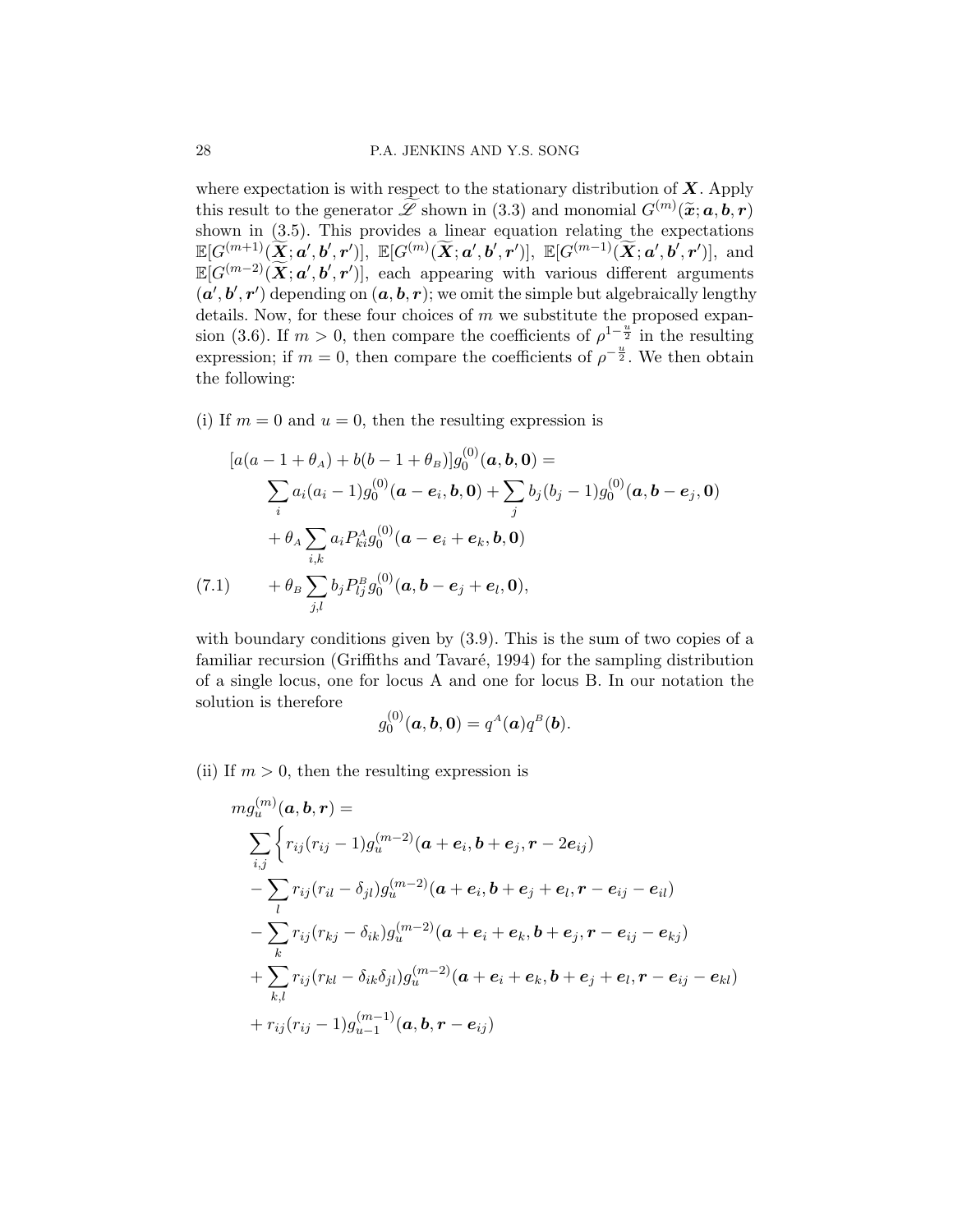where expectation is with respect to the stationary distribution of $\boldsymbol{X}$. Apply this result to the generator $\widetilde{\mathscr{L}}$ shown in (3.3) and monomial $G^{(m)}(\widetilde{\boldsymbol{x}}; \boldsymbol{a}, \boldsymbol{b}, \boldsymbol{r})$ shown in (3.5). This provides a linear equation relating the expectations $\mathbb{E}[G^{(m+1)}(\widetilde{\boldsymbol{X}}; \boldsymbol{a}', \boldsymbol{b}', \boldsymbol{r}')]$, $\mathbb{E}[G^{(m)}(\widetilde{\boldsymbol{X}}; \boldsymbol{a}', \boldsymbol{b}', \boldsymbol{r}')]$, $\mathbb{E}[G^{(m-1)}(\widetilde{\boldsymbol{X}}; \boldsymbol{a}', \boldsymbol{b}', \boldsymbol{r}')]$, and $\mathbb{E}[G^{(m-2)}(\widetilde{\boldsymbol{X}}; \boldsymbol{a}', \boldsymbol{b}', \boldsymbol{r}')]$, each appearing with various different arguments $(\boldsymbol{a}', \boldsymbol{b}', \boldsymbol{r}')$ depending on $(\boldsymbol{a}, \boldsymbol{b}, \boldsymbol{r})$; we omit the simple but algebraically lengthy details. Now, for these four choices of $m$ we substitute the proposed expansion (3.6). If $m > 0$, then compare the coefficients of $\rho^{1-\frac{u}{2}}$ in the resulting expression; if $m = 0$, then compare the coefficients of $\rho^{-\frac{u}{2}}$. We then obtain the following:

(i) If $m = 0$ and $u = 0$, then the resulting expression is

$$
\begin{aligned}
&[a(a-1+\theta_A) + b(b-1+\theta_B)]g_0^{(0)}(\boldsymbol{a}, \boldsymbol{b}, \boldsymbol{0}) = \\
&\qquad \sum_i a_i(a_i-1)g_0^{(0)}(\boldsymbol{a}-\boldsymbol{e}_i, \boldsymbol{b}, \boldsymbol{0}) + \sum_j b_j(b_j-1)g_0^{(0)}(\boldsymbol{a}, \boldsymbol{b}-\boldsymbol{e}_j, \boldsymbol{0}) \\
&\qquad + \theta_A \sum_{i,k} a_i P^A_{ki} g_0^{(0)}(\boldsymbol{a}-\boldsymbol{e}_i+\boldsymbol{e}_k, \boldsymbol{b}, \boldsymbol{0}) \\
&\qquad + \theta_B \sum_{j,l} b_j P^B_{lj} g_0^{(0)}(\boldsymbol{a}, \boldsymbol{b}-\boldsymbol{e}_j+\boldsymbol{e}_l, \boldsymbol{0}),
\end{aligned}
\tag{7.1}
$$

with boundary conditions given by (3.9). This is the sum of two copies of a familiar recursion (Griffiths and Tavaré, 1994) for the sampling distribution of a single locus, one for locus A and one for locus B. In our notation the solution is therefore

$$
g_0^{(0)}(\boldsymbol{a}, \boldsymbol{b}, \boldsymbol{0}) = q^A(\boldsymbol{a})q^B(\boldsymbol{b}).
$$

(ii) If $m > 0$, then the resulting expression is

$$
\begin{aligned}
&m g_u^{(m)}(\boldsymbol{a}, \boldsymbol{b}, \boldsymbol{r}) = \\
&\quad \sum_{i,j} \Bigg\{ r_{ij}(r_{ij}-1) g_u^{(m-2)}(\boldsymbol{a}+\boldsymbol{e}_i, \boldsymbol{b}+\boldsymbol{e}_j, \boldsymbol{r}-2\boldsymbol{e}_{ij}) \\
&\quad - \sum_l r_{ij}(r_{il}-\delta_{jl}) g_u^{(m-2)}(\boldsymbol{a}+\boldsymbol{e}_i, \boldsymbol{b}+\boldsymbol{e}_j+\boldsymbol{e}_l, \boldsymbol{r}-\boldsymbol{e}_{ij}-\boldsymbol{e}_{il}) \\
&\quad - \sum_k r_{ij}(r_{kj}-\delta_{ik}) g_u^{(m-2)}(\boldsymbol{a}+\boldsymbol{e}_i+\boldsymbol{e}_k, \boldsymbol{b}+\boldsymbol{e}_j, \boldsymbol{r}-\boldsymbol{e}_{ij}-\boldsymbol{e}_{kj}) \\
&\quad + \sum_{k,l} r_{ij}(r_{kl}-\delta_{ik}\delta_{jl}) g_u^{(m-2)}(\boldsymbol{a}+\boldsymbol{e}_i+\boldsymbol{e}_k, \boldsymbol{b}+\boldsymbol{e}_j+\boldsymbol{e}_l, \boldsymbol{r}-\boldsymbol{e}_{ij}-\boldsymbol{e}_{kl}) \\
&\quad + r_{ij}(r_{ij}-1) g_{u-1}^{(m-1)}(\boldsymbol{a}, \boldsymbol{b}, \boldsymbol{r}-\boldsymbol{e}_{ij})
\end{aligned}
$$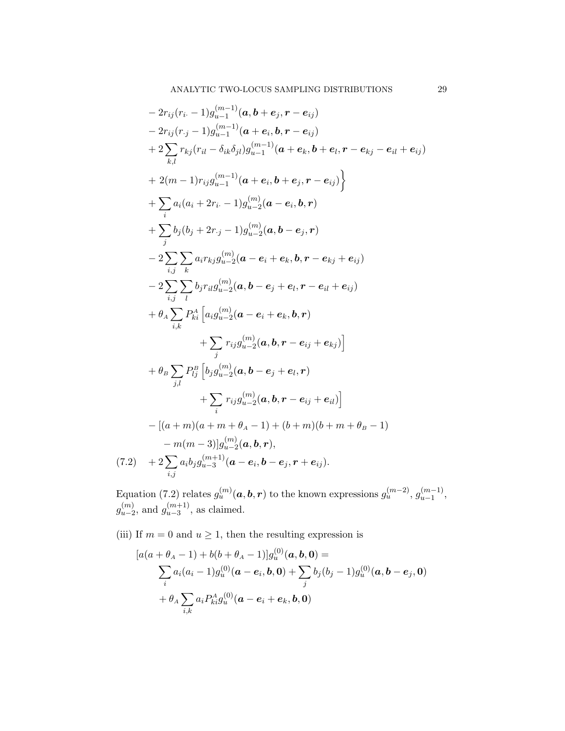$$
\begin{aligned}
&- 2r_{ij}(r_{i\cdot} - 1)g_{u-1}^{(m-1)}(\boldsymbol{a}, \boldsymbol{b} + \boldsymbol{e}_j, \boldsymbol{r} - \boldsymbol{e}_{ij}) \\
&- 2r_{ij}(r_{\cdot j} - 1)g_{u-1}^{(m-1)}(\boldsymbol{a} + \boldsymbol{e}_i, \boldsymbol{b}, \boldsymbol{r} - \boldsymbol{e}_{ij}) \\
&+ 2\sum_{k,l} r_{kj}(r_{il} - \delta_{ik}\delta_{jl})g_{u-1}^{(m-1)}(\boldsymbol{a} + \boldsymbol{e}_k, \boldsymbol{b} + \boldsymbol{e}_l, \boldsymbol{r} - \boldsymbol{e}_{kj} - \boldsymbol{e}_{il} + \boldsymbol{e}_{ij}) \\
&+ 2(m-1)r_{ij}g_{u-1}^{(m-1)}(\boldsymbol{a} + \boldsymbol{e}_i, \boldsymbol{b} + \boldsymbol{e}_j, \boldsymbol{r} - \boldsymbol{e}_{ij})\Big\} \\
&+ \sum_i a_i(a_i + 2r_{i\cdot} - 1)g_{u-2}^{(m)}(\boldsymbol{a} - \boldsymbol{e}_i, \boldsymbol{b}, \boldsymbol{r}) \\
&+ \sum_j b_j(b_j + 2r_{\cdot j} - 1)g_{u-2}^{(m)}(\boldsymbol{a}, \boldsymbol{b} - \boldsymbol{e}_j, \boldsymbol{r}) \\
&- 2\sum_{i,j}\sum_k a_i r_{kj} g_{u-2}^{(m)}(\boldsymbol{a} - \boldsymbol{e}_i + \boldsymbol{e}_k, \boldsymbol{b}, \boldsymbol{r} - \boldsymbol{e}_{kj} + \boldsymbol{e}_{ij}) \\
&- 2\sum_{i,j}\sum_l b_j r_{il} g_{u-2}^{(m)}(\boldsymbol{a}, \boldsymbol{b} - \boldsymbol{e}_j + \boldsymbol{e}_l, \boldsymbol{r} - \boldsymbol{e}_{il} + \boldsymbol{e}_{ij}) \\
&+ \theta_A \sum_{i,k} P_{ki}^A \Big[a_i g_{u-2}^{(m)}(\boldsymbol{a} - \boldsymbol{e}_i + \boldsymbol{e}_k, \boldsymbol{b}, \boldsymbol{r}) \\
&\qquad\qquad + \sum_j r_{ij} g_{u-2}^{(m)}(\boldsymbol{a}, \boldsymbol{b}, \boldsymbol{r} - \boldsymbol{e}_{ij} + \boldsymbol{e}_{kj})\Big] \\
&+ \theta_B \sum_{j,l} P_{lj}^B \Big[b_j g_{u-2}^{(m)}(\boldsymbol{a}, \boldsymbol{b} - \boldsymbol{e}_j + \boldsymbol{e}_l, \boldsymbol{r}) \\
&\qquad\qquad + \sum_i r_{ij} g_{u-2}^{(m)}(\boldsymbol{a}, \boldsymbol{b}, \boldsymbol{r} - \boldsymbol{e}_{ij} + \boldsymbol{e}_{il})\Big] \\
&- [(a+m)(a+m+\theta_A - 1) + (b+m)(b+m+\theta_B - 1) \\
&\qquad - m(m-3)]g_{u-2}^{(m)}(\boldsymbol{a}, \boldsymbol{b}, \boldsymbol{r}), \\
&+ 2\sum_{i,j} a_i b_j g_{u-3}^{(m+1)}(\boldsymbol{a} - \boldsymbol{e}_i, \boldsymbol{b} - \boldsymbol{e}_j, \boldsymbol{r} + \boldsymbol{e}_{ij}).
\end{aligned}
\tag{7.2}
$$

Equation (7.2) relates $g_u^{(m)}(\boldsymbol{a}, \boldsymbol{b}, \boldsymbol{r})$ to the known expressions $g_u^{(m-2)}$, $g_{u-1}^{(m-1)}$, $g_{u-2}^{(m)}$, and $g_{u-3}^{(m+1)}$, as claimed.

(iii) If $m = 0$ and $u \geq 1$, then the resulting expression is

$$
\begin{aligned}
&[a(a+\theta_A - 1) + b(b+\theta_A - 1)]g_u^{(0)}(\boldsymbol{a}, \boldsymbol{b}, \boldsymbol{0}) = \\
&\qquad \sum_i a_i(a_i - 1)g_u^{(0)}(\boldsymbol{a} - \boldsymbol{e}_i, \boldsymbol{b}, \boldsymbol{0}) + \sum_j b_j(b_j - 1)g_u^{(0)}(\boldsymbol{a}, \boldsymbol{b} - \boldsymbol{e}_j, \boldsymbol{0}) \\
&\qquad + \theta_A \sum_{i,k} a_i P_{ki}^A g_u^{(0)}(\boldsymbol{a} - \boldsymbol{e}_i + \boldsymbol{e}_k, \boldsymbol{b}, \boldsymbol{0})
\end{aligned}
$$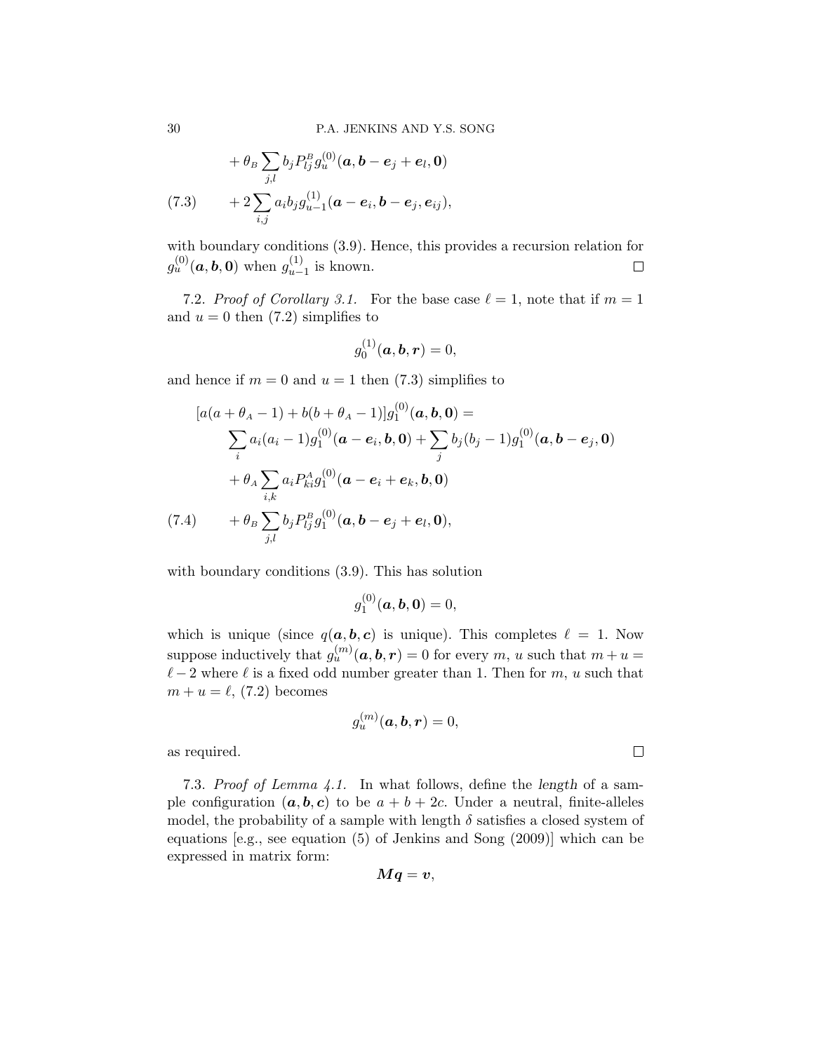$$
\begin{aligned}
&+ \theta_B \sum_{j,l} b_j P^B_{lj} g^{(0)}_u(\boldsymbol{a}, \boldsymbol{b} - \boldsymbol{e}_j + \boldsymbol{e}_l, \boldsymbol{0}) \\
&+ 2 \sum_{i,j} a_i b_j g^{(1)}_{u-1}(\boldsymbol{a} - \boldsymbol{e}_i, \boldsymbol{b} - \boldsymbol{e}_j, \boldsymbol{e}_{ij}),
\end{aligned} \tag{7.3}
$$

with boundary conditions (3.9). Hence, this provides a recursion relation for $g^{(0)}_u(\boldsymbol{a}, \boldsymbol{b}, \boldsymbol{0})$ when $g^{(1)}_{u-1}$ is known. □

7.2. *Proof of Corollary 3.1.* For the base case $\ell = 1$, note that if $m = 1$ and $u = 0$ then (7.2) simplifies to

$$
g^{(1)}_0(\boldsymbol{a}, \boldsymbol{b}, \boldsymbol{r}) = 0,
$$

and hence if $m = 0$ and $u = 1$ then (7.3) simplifies to

$$
\begin{aligned}
&[a(a + \theta_A - 1) + b(b + \theta_A - 1)] g^{(0)}_1(\boldsymbol{a}, \boldsymbol{b}, \boldsymbol{0}) = \\
&\qquad \sum_i a_i(a_i - 1) g^{(0)}_1(\boldsymbol{a} - \boldsymbol{e}_i, \boldsymbol{b}, \boldsymbol{0}) + \sum_j b_j(b_j - 1) g^{(0)}_1(\boldsymbol{a}, \boldsymbol{b} - \boldsymbol{e}_j, \boldsymbol{0}) \\
&\qquad + \theta_A \sum_{i,k} a_i P^A_{ki} g^{(0)}_1(\boldsymbol{a} - \boldsymbol{e}_i + \boldsymbol{e}_k, \boldsymbol{b}, \boldsymbol{0}) \\
&\qquad + \theta_B \sum_{j,l} b_j P^B_{lj} g^{(0)}_1(\boldsymbol{a}, \boldsymbol{b} - \boldsymbol{e}_j + \boldsymbol{e}_l, \boldsymbol{0}),
\end{aligned} \tag{7.4}
$$

with boundary conditions (3.9). This has solution

$$
g^{(0)}_1(\boldsymbol{a}, \boldsymbol{b}, \boldsymbol{0}) = 0,
$$

which is unique (since $q(\boldsymbol{a}, \boldsymbol{b}, \boldsymbol{c})$ is unique). This completes $\ell = 1$. Now suppose inductively that $g^{(m)}_u(\boldsymbol{a}, \boldsymbol{b}, \boldsymbol{r}) = 0$ for every $m$, $u$ such that $m + u = \ell - 2$ where $\ell$ is a fixed odd number greater than 1. Then for $m$, $u$ such that $m + u = \ell$, (7.2) becomes

$$
g^{(m)}_u(\boldsymbol{a}, \boldsymbol{b}, \boldsymbol{r}) = 0,
$$

as required. □

7.3. *Proof of Lemma 4.1.* In what follows, define the *length* of a sample configuration $(\boldsymbol{a}, \boldsymbol{b}, \boldsymbol{c})$ to be $a + b + 2c$. Under a neutral, finite-alleles model, the probability of a sample with length $\delta$ satisfies a closed system of equations [e.g., see equation (5) of Jenkins and Song (2009)] which can be expressed in matrix form:

$$
\boldsymbol{M}\boldsymbol{q} = \boldsymbol{v},
$$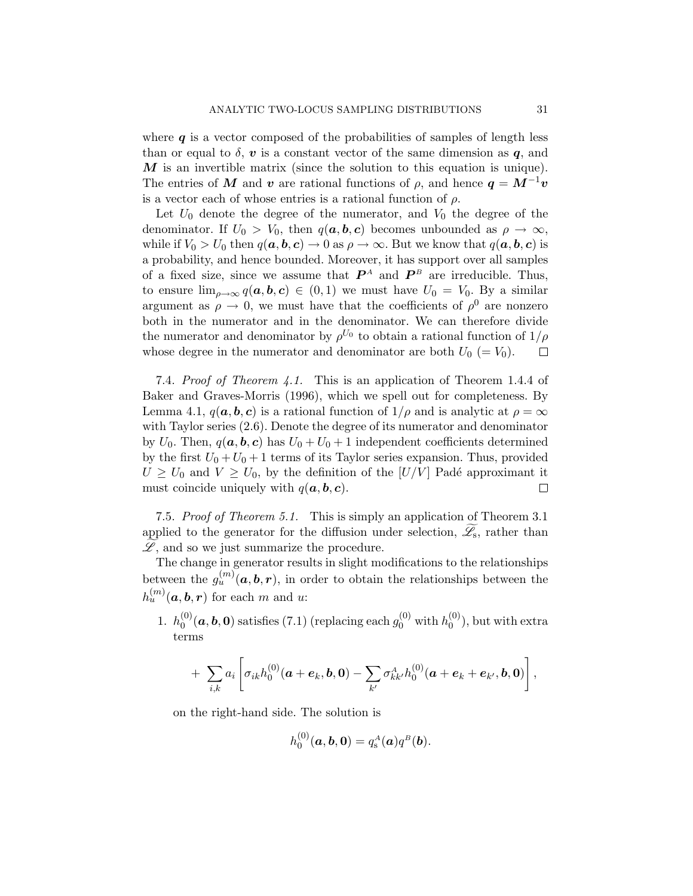where $\boldsymbol{q}$ is a vector composed of the probabilities of samples of length less than or equal to $\delta$, $\boldsymbol{v}$ is a constant vector of the same dimension as $\boldsymbol{q}$, and $\boldsymbol{M}$ is an invertible matrix (since the solution to this equation is unique). The entries of $\boldsymbol{M}$ and $\boldsymbol{v}$ are rational functions of $\rho$, and hence $\boldsymbol{q} = \boldsymbol{M}^{-1}\boldsymbol{v}$ is a vector each of whose entries is a rational function of $\rho$.

Let $U_0$ denote the degree of the numerator, and $V_0$ the degree of the denominator. If $U_0 > V_0$, then $q(\boldsymbol{a}, \boldsymbol{b}, \boldsymbol{c})$ becomes unbounded as $\rho \to \infty$, while if $V_0 > U_0$ then $q(\boldsymbol{a}, \boldsymbol{b}, \boldsymbol{c}) \to 0$ as $\rho \to \infty$. But we know that $q(\boldsymbol{a}, \boldsymbol{b}, \boldsymbol{c})$ is a probability, and hence bounded. Moreover, it has support over all samples of a fixed size, since we assume that $\boldsymbol{P}^A$ and $\boldsymbol{P}^B$ are irreducible. Thus, to ensure $\lim_{\rho\to\infty} q(\boldsymbol{a}, \boldsymbol{b}, \boldsymbol{c}) \in (0, 1)$ we must have $U_0 = V_0$. By a similar argument as $\rho \to 0$, we must have that the coefficients of $\rho^0$ are nonzero both in the numerator and in the denominator. We can therefore divide the numerator and denominator by $\rho^{U_0}$ to obtain a rational function of $1/\rho$ whose degree in the numerator and denominator are both $U_0$ $(= V_0)$. □

7.4. *Proof of Theorem 4.1.* This is an application of Theorem 1.4.4 of Baker and Graves-Morris (1996), which we spell out for completeness. By Lemma 4.1, $q(\boldsymbol{a}, \boldsymbol{b}, \boldsymbol{c})$ is a rational function of $1/\rho$ and is analytic at $\rho = \infty$ with Taylor series (2.6). Denote the degree of its numerator and denominator by $U_0$. Then, $q(\boldsymbol{a}, \boldsymbol{b}, \boldsymbol{c})$ has $U_0 + U_0 + 1$ independent coefficients determined by the first $U_0 + U_0 + 1$ terms of its Taylor series expansion. Thus, provided $U \geq U_0$ and $V \geq U_0$, by the definition of the $[U/V]$ Padé approximant it must coincide uniquely with $q(\boldsymbol{a}, \boldsymbol{b}, \boldsymbol{c})$. □

7.5. *Proof of Theorem 5.1.* This is simply an application of Theorem 3.1 applied to the generator for the diffusion under selection, $\widetilde{\mathscr{L}}_{\mathrm{s}}$, rather than $\widetilde{\mathscr{L}}$, and so we just summarize the procedure.

The change in generator results in slight modifications to the relationships between the $g_u^{(m)}(\boldsymbol{a}, \boldsymbol{b}, \boldsymbol{r})$, in order to obtain the relationships between the $h_u^{(m)}(\boldsymbol{a}, \boldsymbol{b}, \boldsymbol{r})$ for each $m$ and $u$:

1. $h_0^{(0)}(\boldsymbol{a}, \boldsymbol{b}, \boldsymbol{0})$ satisfies (7.1) (replacing each $g_0^{(0)}$ with $h_0^{(0)}$), but with extra terms

$$+ \sum_{i,k} a_i \left[ \sigma_{ik} h_0^{(0)}(\boldsymbol{a} + \boldsymbol{e}_k, \boldsymbol{b}, \boldsymbol{0}) - \sum_{k'} \sigma_{kk'}^A h_0^{(0)}(\boldsymbol{a} + \boldsymbol{e}_k + \boldsymbol{e}_{k'}, \boldsymbol{b}, \boldsymbol{0}) \right],$$

on the right-hand side. The solution is

$$h_0^{(0)}(\boldsymbol{a}, \boldsymbol{b}, \boldsymbol{0}) = q_{\mathrm{s}}^A(\boldsymbol{a}) q^B(\boldsymbol{b}).$$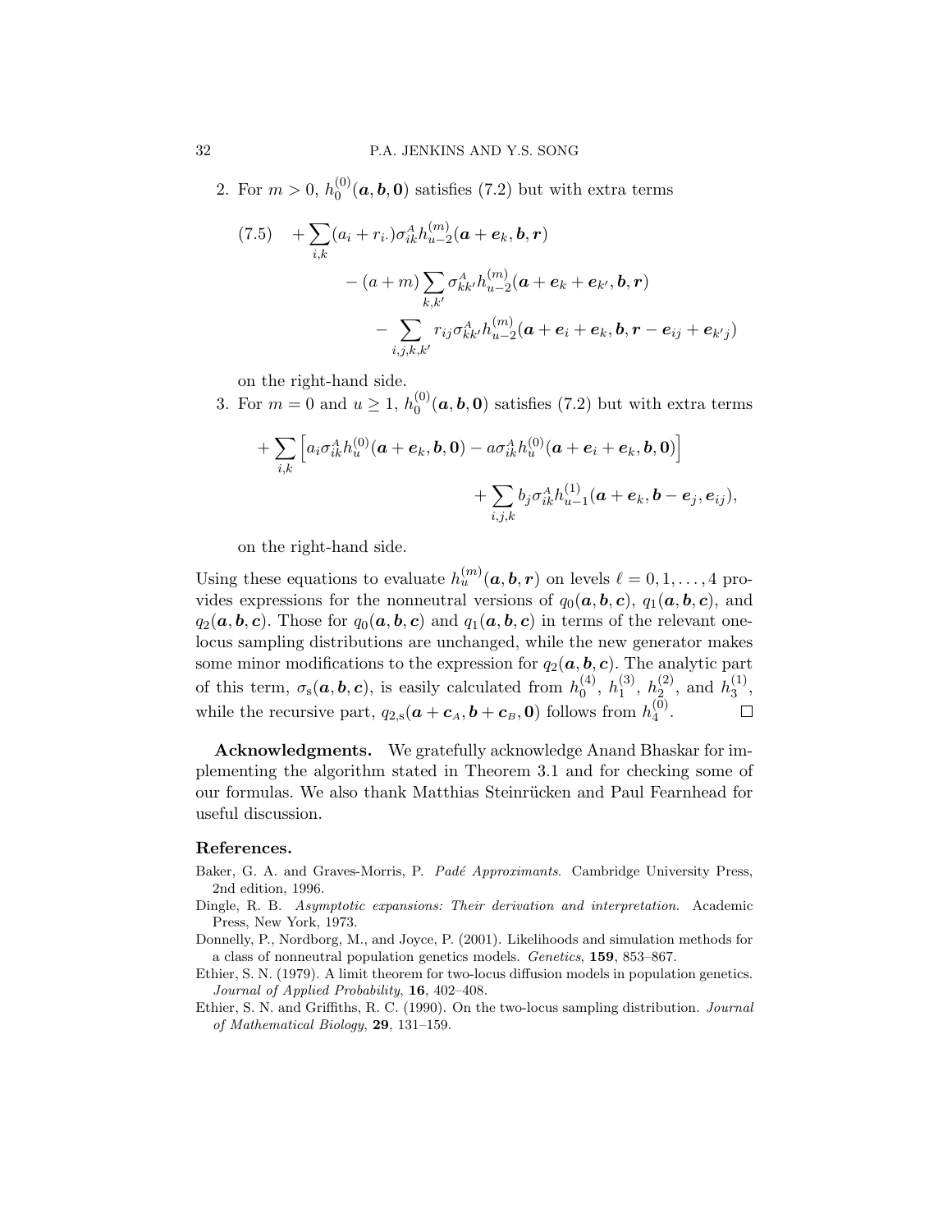2. For $m > 0$, $h_0^{(0)}(\boldsymbol{a}, \boldsymbol{b}, \boldsymbol{0})$ satisfies (7.2) but with extra terms

$$
\begin{aligned}
(7.5) \quad & + \sum_{i,k} (a_i + r_{i\cdot}) \sigma_{ik}^{A} h_{u-2}^{(m)}(\boldsymbol{a} + \boldsymbol{e}_k, \boldsymbol{b}, \boldsymbol{r}) \\
& \qquad - (a + m) \sum_{k,k'} \sigma_{kk'}^{A} h_{u-2}^{(m)}(\boldsymbol{a} + \boldsymbol{e}_k + \boldsymbol{e}_{k'}, \boldsymbol{b}, \boldsymbol{r}) \\
& \qquad\qquad - \sum_{i,j,k,k'} r_{ij} \sigma_{kk'}^{A} h_{u-2}^{(m)}(\boldsymbol{a} + \boldsymbol{e}_i + \boldsymbol{e}_k, \boldsymbol{b}, \boldsymbol{r} - \boldsymbol{e}_{ij} + \boldsymbol{e}_{k'j})
\end{aligned}
$$

on the right-hand side.

3. For $m = 0$ and $u \geq 1$, $h_0^{(0)}(\boldsymbol{a}, \boldsymbol{b}, \boldsymbol{0})$ satisfies (7.2) but with extra terms

$$
\begin{aligned}
& + \sum_{i,k} \left[ a_i \sigma_{ik}^{A} h_u^{(0)}(\boldsymbol{a} + \boldsymbol{e}_k, \boldsymbol{b}, \boldsymbol{0}) - a \sigma_{ik}^{A} h_u^{(0)}(\boldsymbol{a} + \boldsymbol{e}_i + \boldsymbol{e}_k, \boldsymbol{b}, \boldsymbol{0}) \right] \\
& \qquad\qquad + \sum_{i,j,k} b_j \sigma_{ik}^{A} h_{u-1}^{(1)}(\boldsymbol{a} + \boldsymbol{e}_k, \boldsymbol{b} - \boldsymbol{e}_j, \boldsymbol{e}_{ij}),
\end{aligned}
$$

on the right-hand side.

Using these equations to evaluate $h_u^{(m)}(\boldsymbol{a}, \boldsymbol{b}, \boldsymbol{r})$ on levels $\ell = 0, 1, \ldots, 4$ provides expressions for the nonneutral versions of $q_0(\boldsymbol{a}, \boldsymbol{b}, \boldsymbol{c})$, $q_1(\boldsymbol{a}, \boldsymbol{b}, \boldsymbol{c})$, and $q_2(\boldsymbol{a}, \boldsymbol{b}, \boldsymbol{c})$. Those for $q_0(\boldsymbol{a}, \boldsymbol{b}, \boldsymbol{c})$ and $q_1(\boldsymbol{a}, \boldsymbol{b}, \boldsymbol{c})$ in terms of the relevant one-locus sampling distributions are unchanged, while the new generator makes some minor modifications to the expression for $q_2(\boldsymbol{a}, \boldsymbol{b}, \boldsymbol{c})$. The analytic part of this term, $\sigma_{\mathrm{s}}(\boldsymbol{a}, \boldsymbol{b}, \boldsymbol{c})$, is easily calculated from $h_0^{(4)}$, $h_1^{(3)}$, $h_2^{(2)}$, and $h_3^{(1)}$, while the recursive part, $q_{2,\mathrm{s}}(\boldsymbol{a} + \boldsymbol{c}_A, \boldsymbol{b} + \boldsymbol{c}_B, \boldsymbol{0})$ follows from $h_4^{(0)}$. □

**Acknowledgments.** We gratefully acknowledge Anand Bhaskar for implementing the algorithm stated in Theorem 3.1 and for checking some of our formulas. We also thank Matthias Steinrücken and Paul Fearnhead for useful discussion.

## References.

Baker, G. A. and Graves-Morris, P. *Padé Approximants*. Cambridge University Press, 2nd edition, 1996.

Dingle, R. B. *Asymptotic expansions: Their derivation and interpretation*. Academic Press, New York, 1973.

Donnelly, P., Nordborg, M., and Joyce, P. (2001). Likelihoods and simulation methods for a class of nonneutral population genetics models. *Genetics*, **159**, 853–867.

Ethier, S. N. (1979). A limit theorem for two-locus diffusion models in population genetics. *Journal of Applied Probability*, **16**, 402–408.

Ethier, S. N. and Griffiths, R. C. (1990). On the two-locus sampling distribution. *Journal of Mathematical Biology*, **29**, 131–159.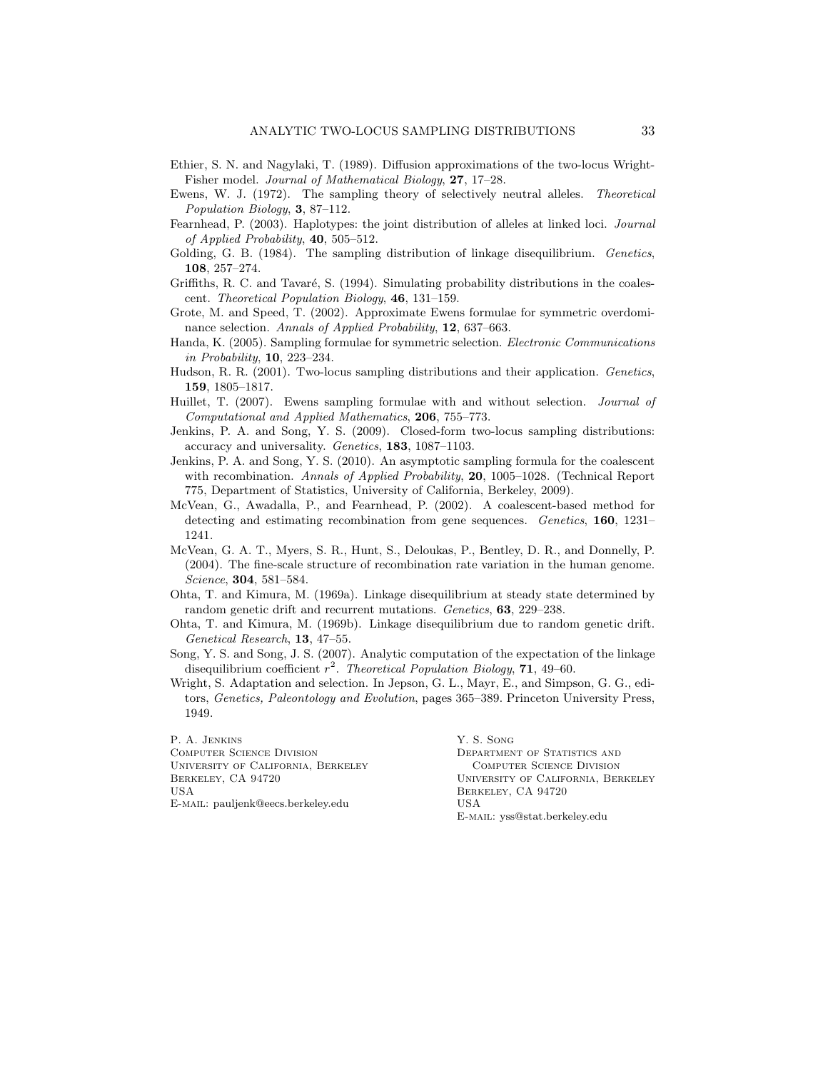Ethier, S. N. and Nagylaki, T. (1989). Diffusion approximations of the two-locus Wright-Fisher model. *Journal of Mathematical Biology*, **27**, 17–28.

Ewens, W. J. (1972). The sampling theory of selectively neutral alleles. *Theoretical Population Biology*, **3**, 87–112.

Fearnhead, P. (2003). Haplotypes: the joint distribution of alleles at linked loci. *Journal of Applied Probability*, **40**, 505–512.

Golding, G. B. (1984). The sampling distribution of linkage disequilibrium. *Genetics*, **108**, 257–274.

Griffiths, R. C. and Tavaré, S. (1994). Simulating probability distributions in the coalescent. *Theoretical Population Biology*, **46**, 131–159.

Grote, M. and Speed, T. (2002). Approximate Ewens formulae for symmetric overdominance selection. *Annals of Applied Probability*, **12**, 637–663.

Handa, K. (2005). Sampling formulae for symmetric selection. *Electronic Communications in Probability*, **10**, 223–234.

Hudson, R. R. (2001). Two-locus sampling distributions and their application. *Genetics*, **159**, 1805–1817.

Huillet, T. (2007). Ewens sampling formulae with and without selection. *Journal of Computational and Applied Mathematics*, **206**, 755–773.

Jenkins, P. A. and Song, Y. S. (2009). Closed-form two-locus sampling distributions: accuracy and universality. *Genetics*, **183**, 1087–1103.

Jenkins, P. A. and Song, Y. S. (2010). An asymptotic sampling formula for the coalescent with recombination. *Annals of Applied Probability*, **20**, 1005–1028. (Technical Report 775, Department of Statistics, University of California, Berkeley, 2009).

McVean, G., Awadalla, P., and Fearnhead, P. (2002). A coalescent-based method for detecting and estimating recombination from gene sequences. *Genetics*, **160**, 1231–1241.

McVean, G. A. T., Myers, S. R., Hunt, S., Deloukas, P., Bentley, D. R., and Donnelly, P. (2004). The fine-scale structure of recombination rate variation in the human genome. *Science*, **304**, 581–584.

Ohta, T. and Kimura, M. (1969a). Linkage disequilibrium at steady state determined by random genetic drift and recurrent mutations. *Genetics*, **63**, 229–238.

Ohta, T. and Kimura, M. (1969b). Linkage disequilibrium due to random genetic drift. *Genetical Research*, **13**, 47–55.

Song, Y. S. and Song, J. S. (2007). Analytic computation of the expectation of the linkage disequilibrium coefficient $r^2$. *Theoretical Population Biology*, **71**, 49–60.

Wright, S. Adaptation and selection. In Jepson, G. L., Mayr, E., and Simpson, G. G., editors, *Genetics, Paleontology and Evolution*, pages 365–389. Princeton University Press, 1949.

P. A. Jenkins
Computer Science Division
University of California, Berkeley
Berkeley, CA 94720
USA
E-mail: pauljenk@eecs.berkeley.edu

Y. S. Song
Department of Statistics and Computer Science Division
University of California, Berkeley
Berkeley, CA 94720
USA
E-mail: yss@stat.berkeley.edu